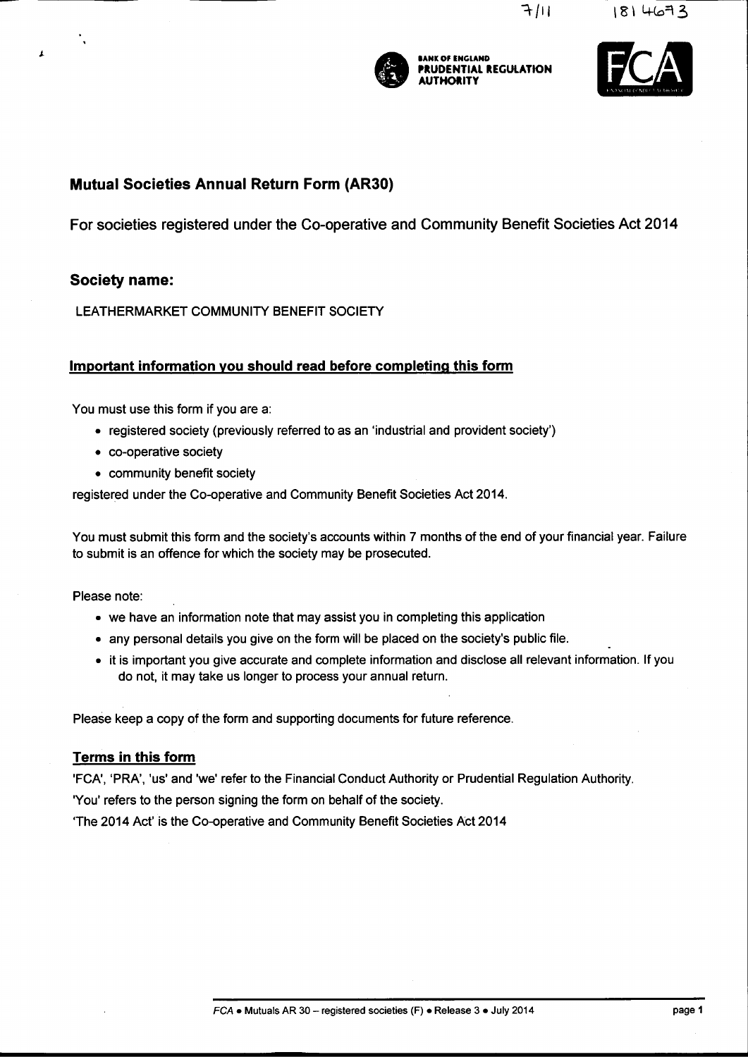7/11 181 4673

BANK OF ENGLAND
PRUDENTIAL REGULATION AUTHORITY

FCA

## Mutual Societies Annual Return Form (AR30)

For societies registered under the Co-operative and Community Benefit Societies Act 2014

## Society name:

LEATHERMARKET COMMUNITY BENEFIT SOCIETY

### Important information you should read before completing this form

You must use this form if you are a:

- registered society (previously referred to as an 'industrial and provident society')
- co-operative society
- community benefit society

registered under the Co-operative and Community Benefit Societies Act 2014.

You must submit this form and the society's accounts within 7 months of the end of your financial year. Failure to submit is an offence for which the society may be prosecuted.

Please note:

- we have an information note that may assist you in completing this application
- any personal details you give on the form will be placed on the society's public file.
- it is important you give accurate and complete information and disclose all relevant information. If you do not, it may take us longer to process your annual return.

Please keep a copy of the form and supporting documents for future reference.

### Terms in this form

'FCA', 'PRA', 'us' and 'we' refer to the Financial Conduct Authority or Prudential Regulation Authority.

'You' refers to the person signing the form on behalf of the society.

'The 2014 Act' is the Co-operative and Community Benefit Societies Act 2014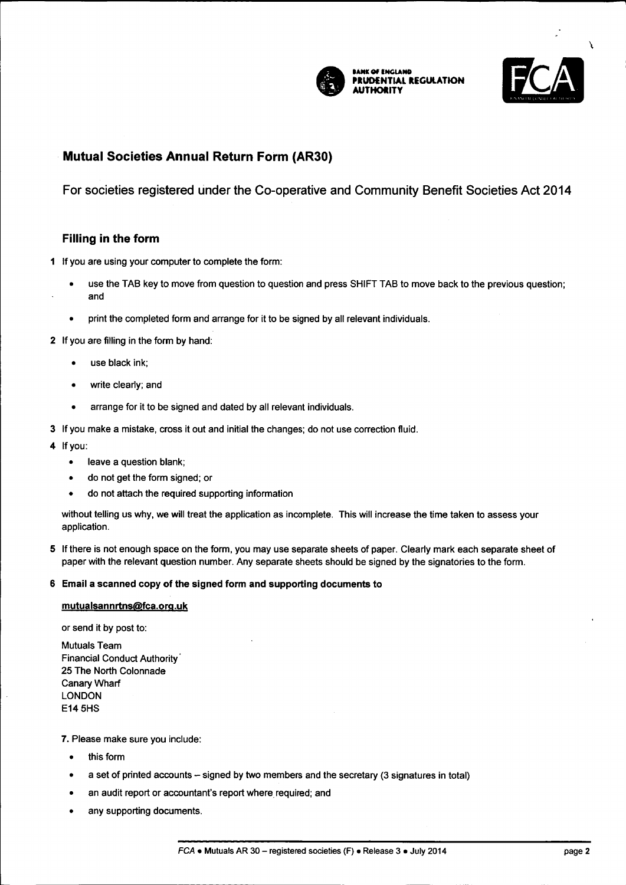# Mutual Societies Annual Return Form (AR30)

## For societies registered under the Co-operative and Community Benefit Societies Act 2014

### Filling in the form

**1** If you are using your computer to complete the form:

- use the TAB key to move from question to question and press SHIFT TAB to move back to the previous question; and
- print the completed form and arrange for it to be signed by all relevant individuals.

**2** If you are filling in the form by hand:

- use black ink;
- write clearly; and
- arrange for it to be signed and dated by all relevant individuals.

**3** If you make a mistake, cross it out and initial the changes; do not use correction fluid.

**4** If you:

- leave a question blank;
- do not get the form signed; or
- do not attach the required supporting information

without telling us why, we will treat the application as incomplete. This will increase the time taken to assess your application.

**5** If there is not enough space on the form, you may use separate sheets of paper. Clearly mark each separate sheet of paper with the relevant question number. Any separate sheets should be signed by the signatories to the form.

**6 Email a scanned copy of the signed form and supporting documents to**

**mutualsannrtns@fca.org.uk**

or send it by post to:

Mutuals Team
Financial Conduct Authority
25 The North Colonnade
Canary Wharf
LONDON
E14 5HS

**7.** Please make sure you include:

- this form
- a set of printed accounts – signed by two members and the secretary (3 signatures in total)
- an audit report or accountant's report where required; and
- any supporting documents.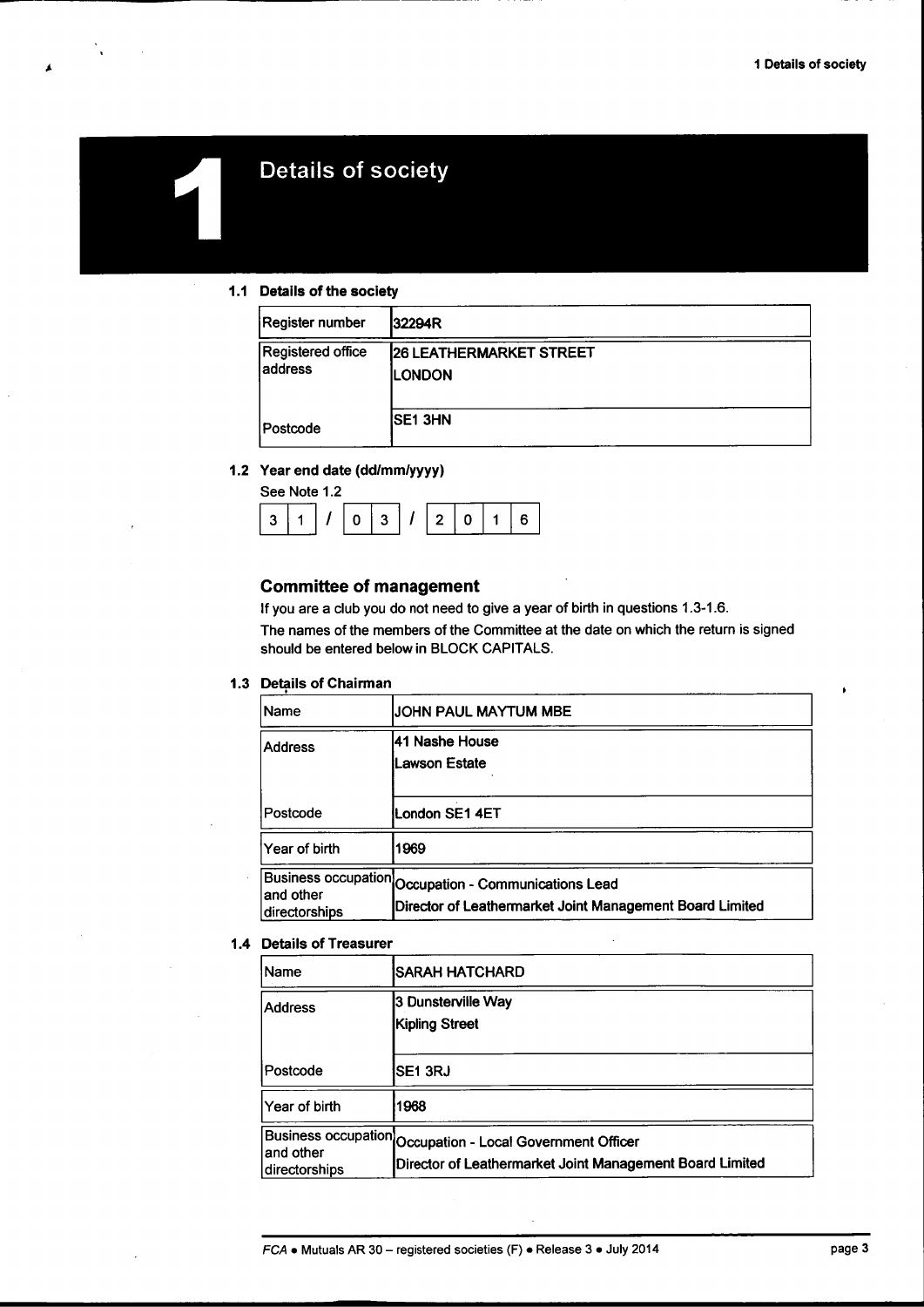# 1 Details of society

### 1.1 Details of the society

| | |
|---|---|
| Register number | 32294R |
| Registered office address | 26 LEATHERMARKET STREET<br>LONDON |
| Postcode | SE1 3HN |

### 1.2 Year end date (dd/mm/yyyy)

See Note 1.2

31 / 03 / 2016

## Committee of management

If you are a club you do not need to give a year of birth in questions 1.3-1.6.

The names of the members of the Committee at the date on which the return is signed should be entered below in BLOCK CAPITALS.

### 1.3 Details of Chairman

| | |
|---|---|
| Name | JOHN PAUL MAYTUM MBE |
| Address | 41 Nashe House<br>Lawson Estate |
| Postcode | London SE1 4ET |
| Year of birth | 1969 |
| Business occupation and other directorships | Occupation - Communications Lead<br>Director of Leathermarket Joint Management Board Limited |

### 1.4 Details of Treasurer

| | |
|---|---|
| Name | SARAH HATCHARD |
| Address | 3 Dunsterville Way<br>Kipling Street |
| Postcode | SE1 3RJ |
| Year of birth | 1968 |
| Business occupation and other directorships | Occupation - Local Government Officer<br>Director of Leathermarket Joint Management Board Limited |

*FCA • Mutuals AR 30 – registered societies (F) • Release 3 • July 2014*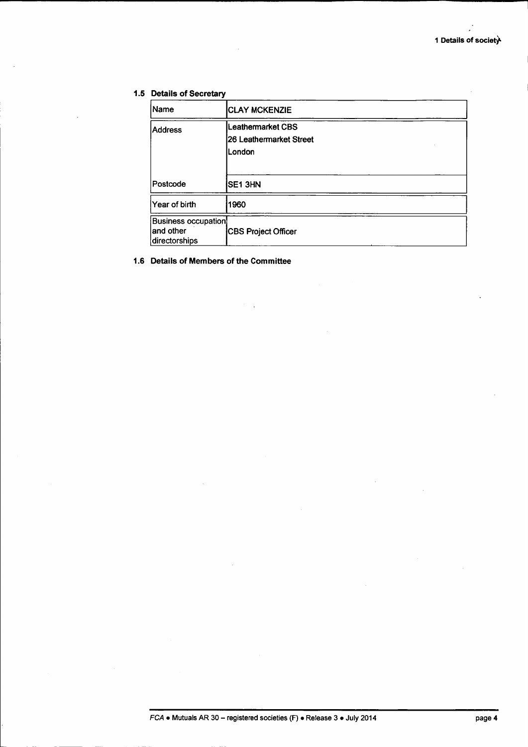## 1.5 Details of Secretary

| Name | CLAY MCKENZIE |
|---|---|
| Address | Leathermarket CBS<br>26 Leathermarket Street<br>London |
| Postcode | SE1 3HN |
| Year of birth | 1960 |
| Business occupation and other directorships | CBS Project Officer |

## 1.6 Details of Members of the Committee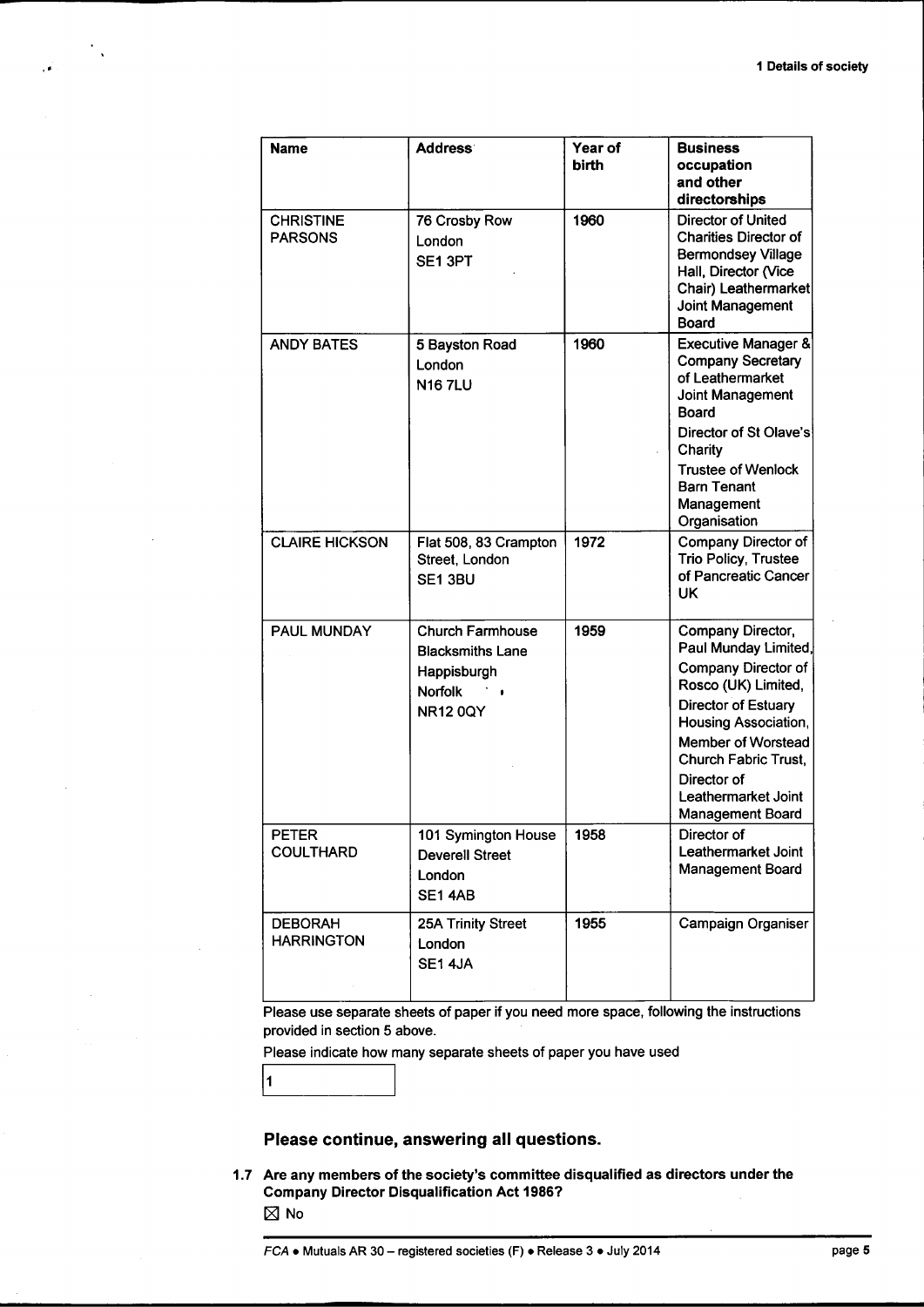| Name | Address | Year of birth | Business occupation and other directorships |
|---|---|---|---|
| CHRISTINE PARSONS | 76 Crosby Row London SE1 3PT | 1960 | Director of United Charities Director of Bermondsey Village Hall, Director (Vice Chair) Leathermarket Joint Management Board |
| ANDY BATES | 5 Bayston Road London N16 7LU | 1960 | Executive Manager & Company Secretary of Leathermarket Joint Management Board Director of St Olave's Charity Trustee of Wenlock Barn Tenant Management Organisation |
| CLAIRE HICKSON | Flat 508, 83 Crampton Street, London SE1 3BU | 1972 | Company Director of Trio Policy, Trustee of Pancreatic Cancer UK |
| PAUL MUNDAY | Church Farmhouse Blacksmiths Lane Happisburgh Norfolk NR12 0QY | 1959 | Company Director, Paul Munday Limited, Company Director of Rosco (UK) Limited, Director of Estuary Housing Association, Member of Worstead Church Fabric Trust, Director of Leathermarket Joint Management Board |
| PETER COULTHARD | 101 Symington House Deverell Street London SE1 4AB | 1958 | Director of Leathermarket Joint Management Board |
| DEBORAH HARRINGTON | 25A Trinity Street London SE1 4JA | 1955 | Campaign Organiser |

Please use separate sheets of paper if you need more space, following the instructions provided in section 5 above.

Please indicate how many separate sheets of paper you have used

1

## Please continue, answering all questions.

**1.7 Are any members of the society's committee disqualified as directors under the Company Director Disqualification Act 1986?**

☒ No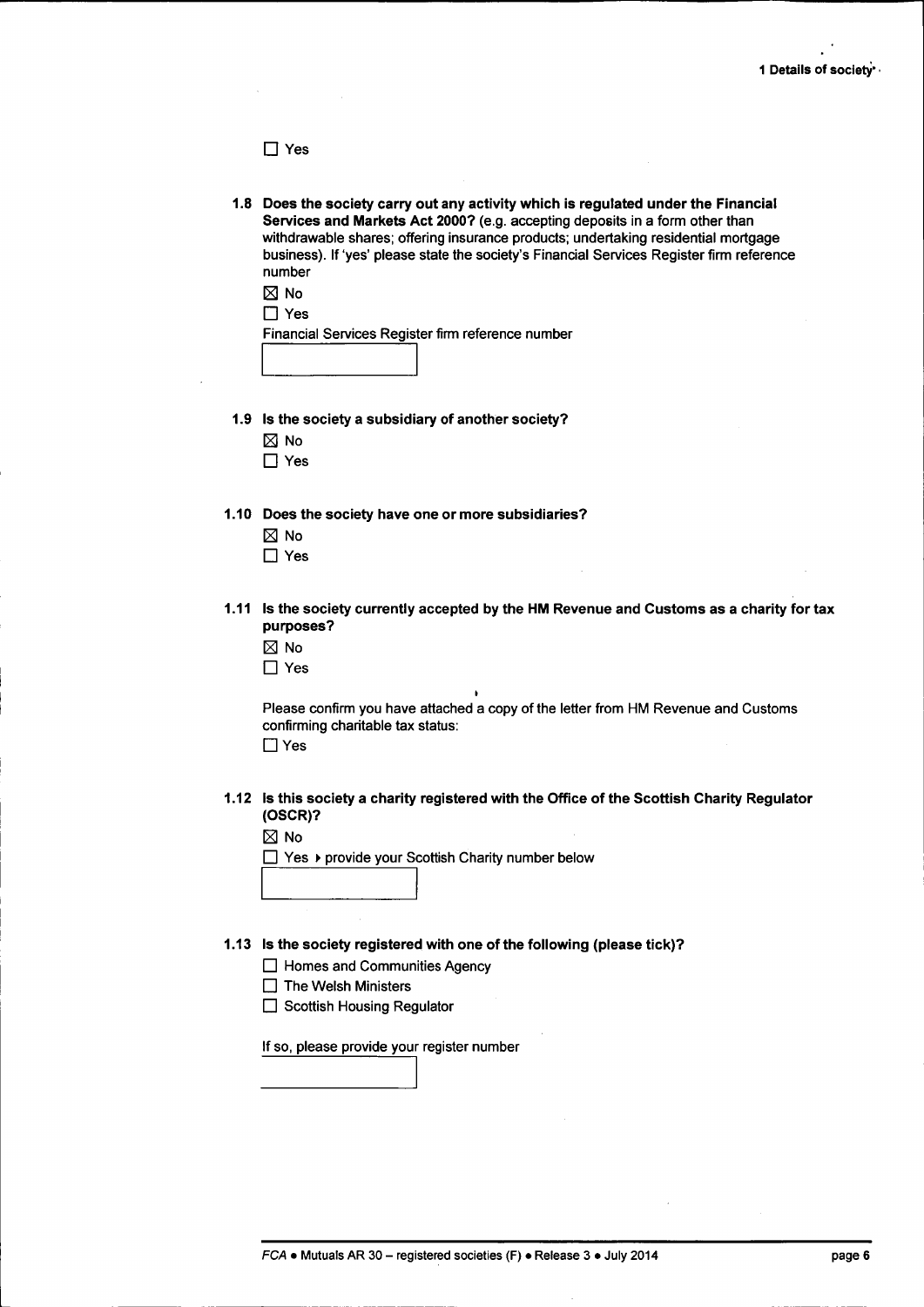☐ Yes

**1.8 Does the society carry out any activity which is regulated under the Financial Services and Markets Act 2000?** (e.g. accepting deposits in a form other than withdrawable shares; offering insurance products; undertaking residential mortgage business). If 'yes' please state the society's Financial Services Register firm reference number

☒ No

☐ Yes

Financial Services Register firm reference number

**1.9 Is the society a subsidiary of another society?**

☒ No

☐ Yes

**1.10 Does the society have one or more subsidiaries?**

☒ No

☐ Yes

**1.11 Is the society currently accepted by the HM Revenue and Customs as a charity for tax purposes?**

☒ No

☐ Yes

Please confirm you have attached a copy of the letter from HM Revenue and Customs confirming charitable tax status:

☐ Yes

**1.12 Is this society a charity registered with the Office of the Scottish Charity Regulator (OSCR)?**

☒ No

☐ Yes ▸ provide your Scottish Charity number below

**1.13 Is the society registered with one of the following (please tick)?**

☐ Homes and Communities Agency

☐ The Welsh Ministers

☐ Scottish Housing Regulator

If so, please provide your register number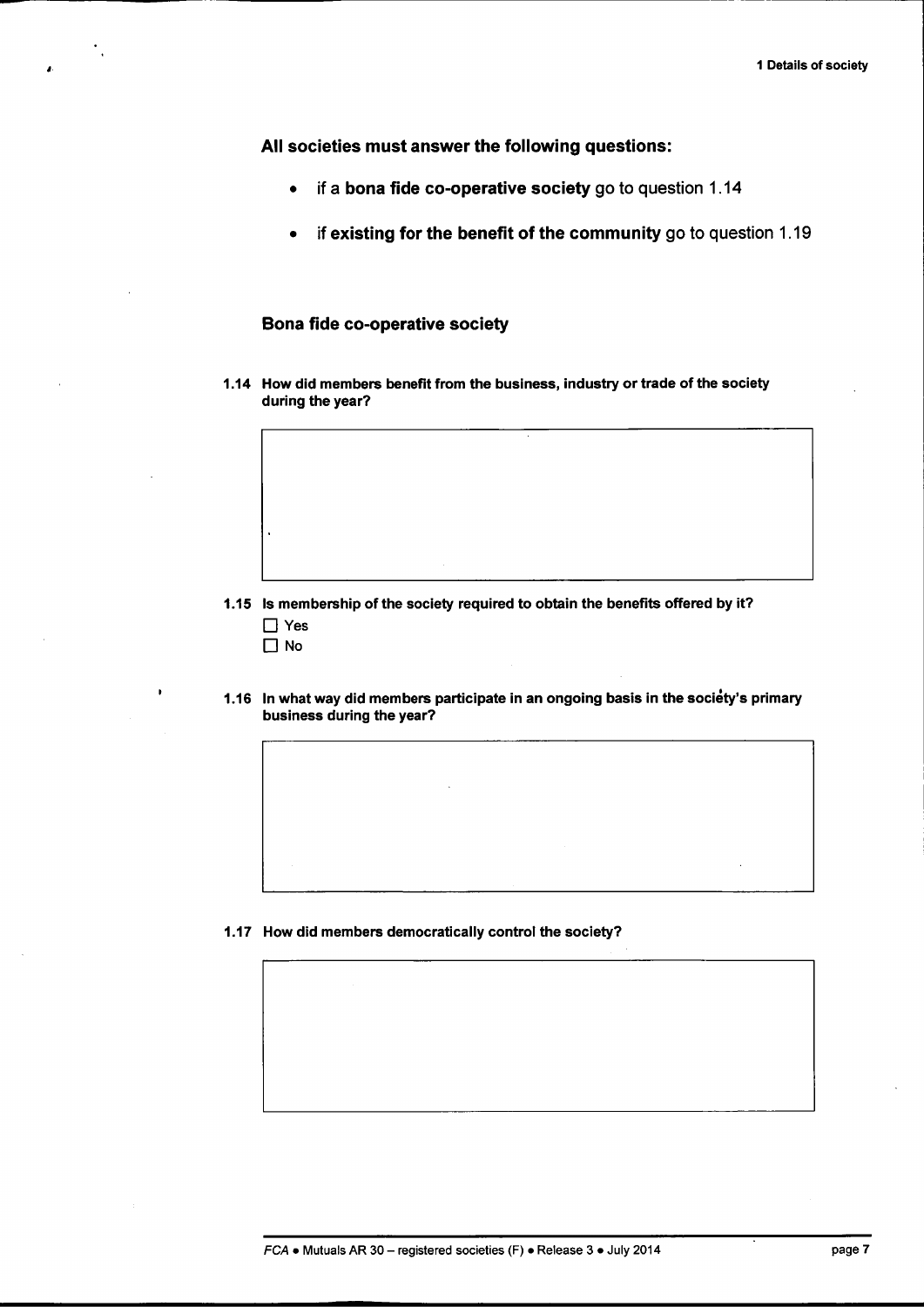**All societies must answer the following questions:**

- if a **bona fide co-operative society** go to question 1.14
- if **existing for the benefit of the community** go to question 1.19

### Bona fide co-operative society

**1.14 How did members benefit from the business, industry or trade of the society during the year?**

| |
|---|
| |

**1.15 Is membership of the society required to obtain the benefits offered by it?**

☐ Yes

☐ No

**1.16 In what way did members participate in an ongoing basis in the society's primary business during the year?**

| |
|---|
| |

**1.17 How did members democratically control the society?**

| |
|---|
| |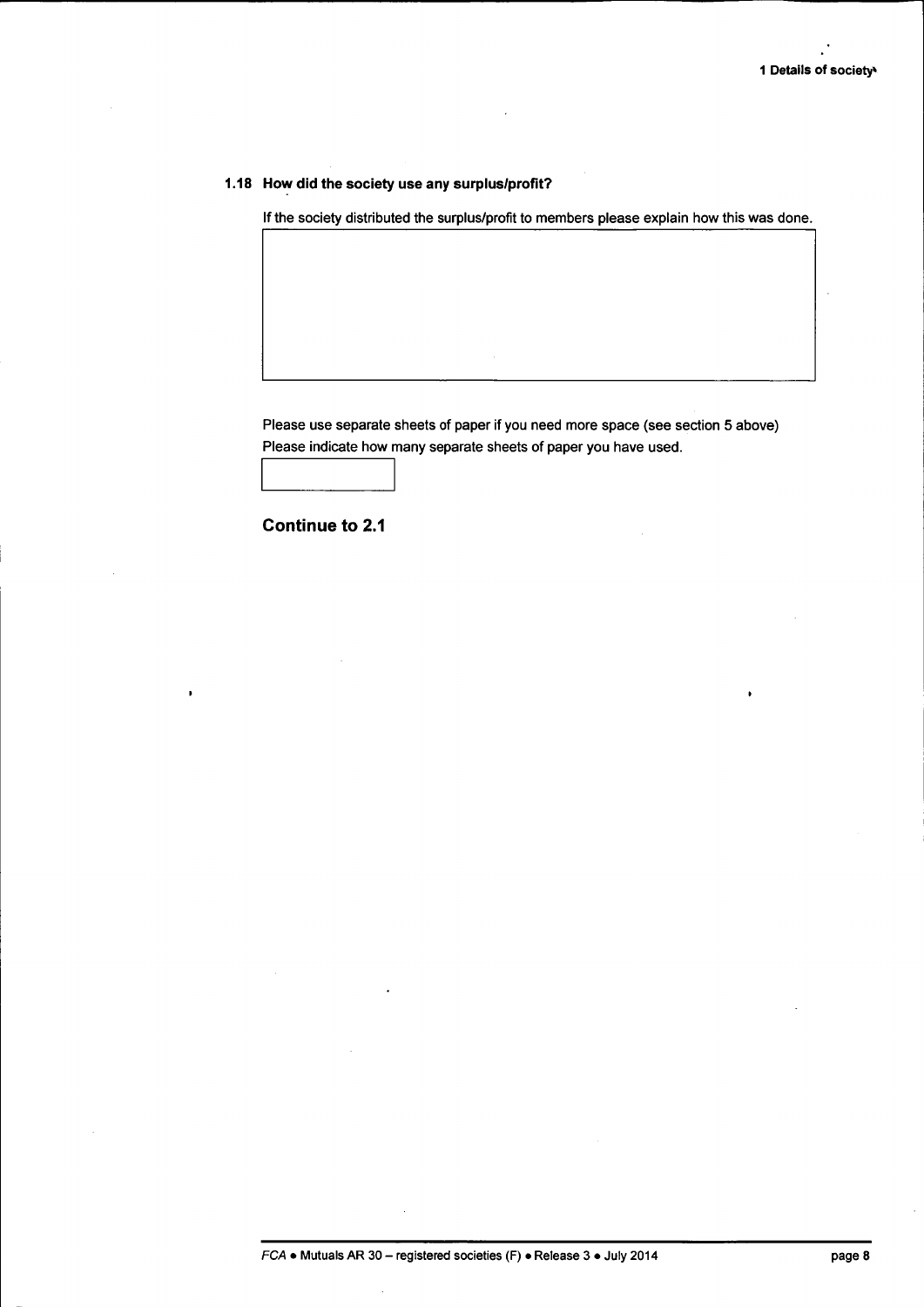### 1.18 How did the society use any surplus/profit?

If the society distributed the surplus/profit to members please explain how this was done.

Please use separate sheets of paper if you need more space (see section 5 above)

Please indicate how many separate sheets of paper you have used.

## Continue to 2.1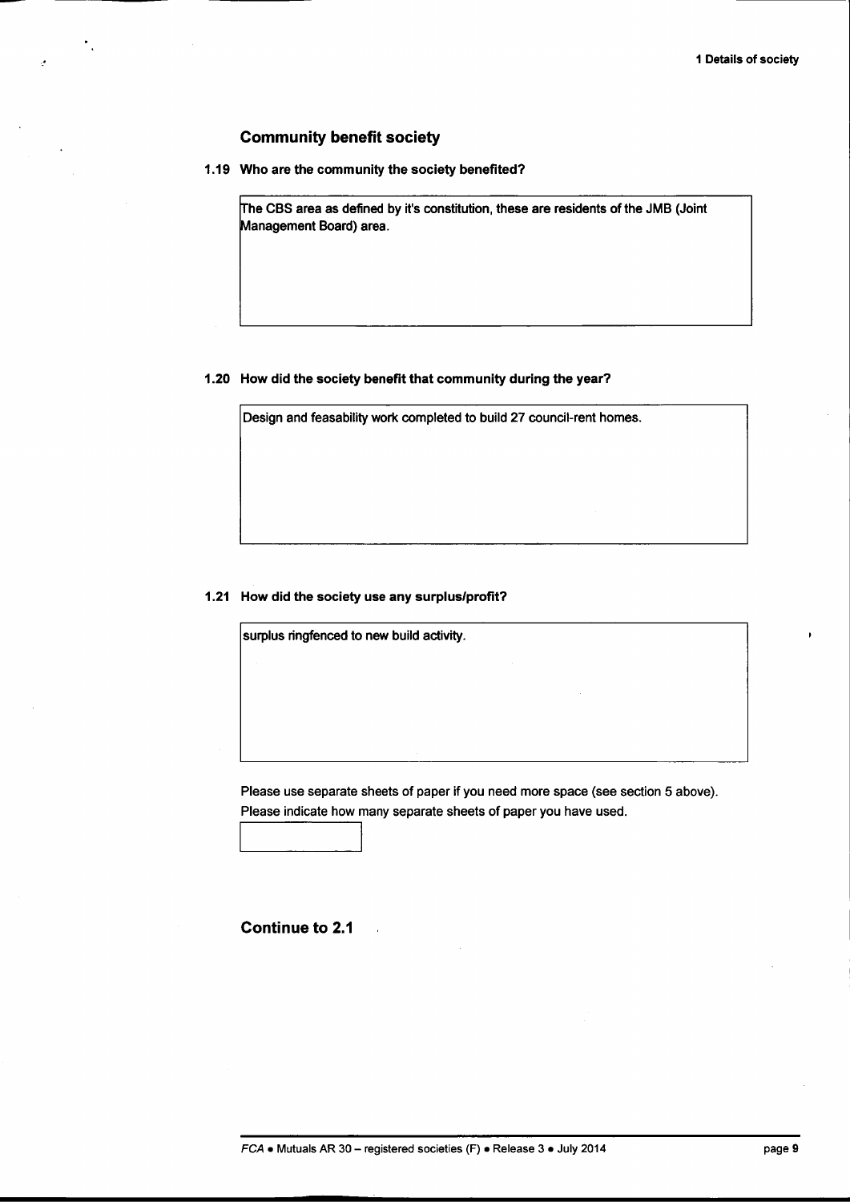## Community benefit society

**1.19 Who are the community the society benefited?**

The CBS area as defined by it's constitution, these are residents of the JMB (Joint Management Board) area.

**1.20 How did the society benefit that community during the year?**

Design and feasability work completed to build 27 council-rent homes.

**1.21 How did the society use any surplus/profit?**

surplus ringfenced to new build activity.

Please use separate sheets of paper if you need more space (see section 5 above).
Please indicate how many separate sheets of paper you have used.

**Continue to 2.1**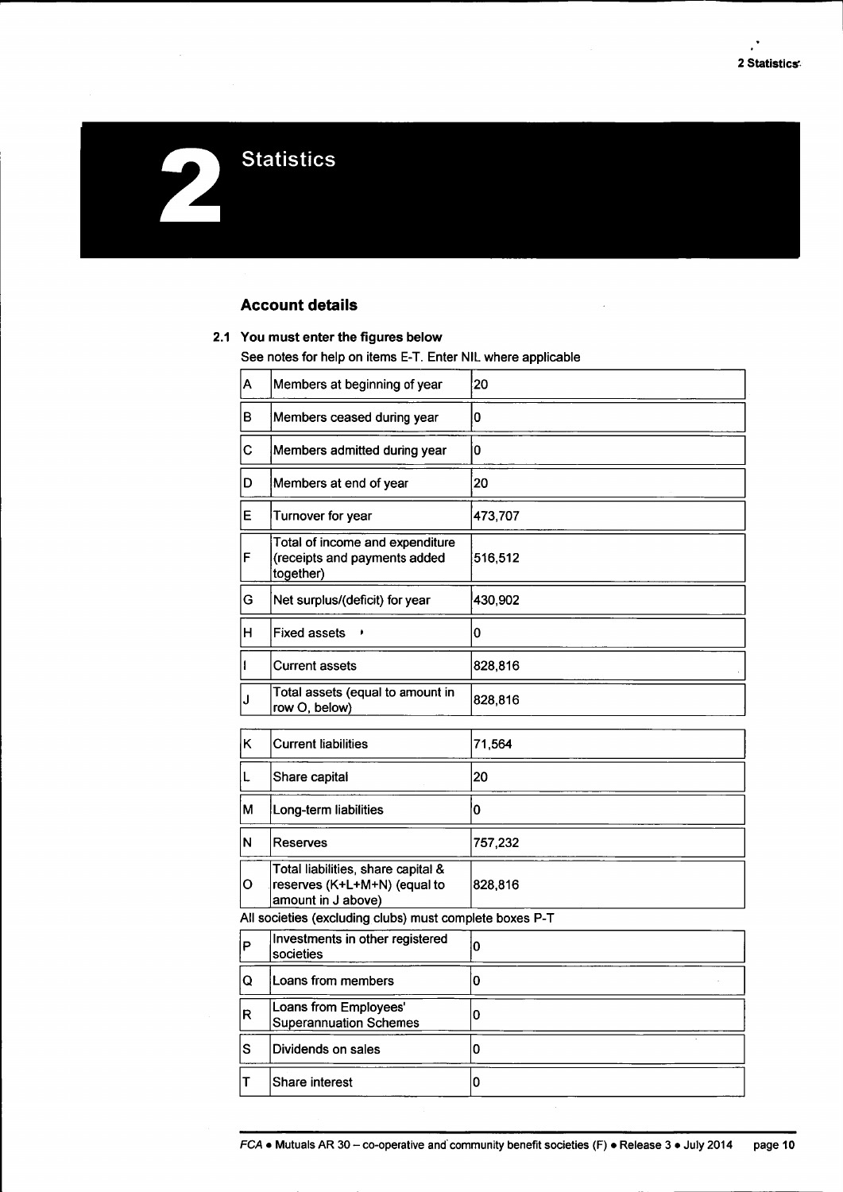# 2 Statistics

## Account details

### 2.1 You must enter the figures below

See notes for help on items E-T. Enter NIL where applicable

| | | |
|---|---|---|
| A | Members at beginning of year | 20 |
| B | Members ceased during year | 0 |
| C | Members admitted during year | 0 |
| D | Members at end of year | 20 |
| E | Turnover for year | 473,707 |
| F | Total of income and expenditure (receipts and payments added together) | 516,512 |
| G | Net surplus/(deficit) for year | 430,902 |
| H | Fixed assets | 0 |
| I | Current assets | 828,816 |
| J | Total assets (equal to amount in row O, below) | 828,816 |

| | | |
|---|---|---|
| K | Current liabilities | 71,564 |
| L | Share capital | 20 |
| M | Long-term liabilities | 0 |
| N | Reserves | 757,232 |
| O | Total liabilities, share capital & reserves (K+L+M+N) (equal to amount in J above) | 828,816 |

All societies (excluding clubs) must complete boxes P-T

| | | |
|---|---|---|
| P | Investments in other registered societies | 0 |
| Q | Loans from members | 0 |
| R | Loans from Employees' Superannuation Schemes | 0 |
| S | Dividends on sales | 0 |
| T | Share interest | 0 |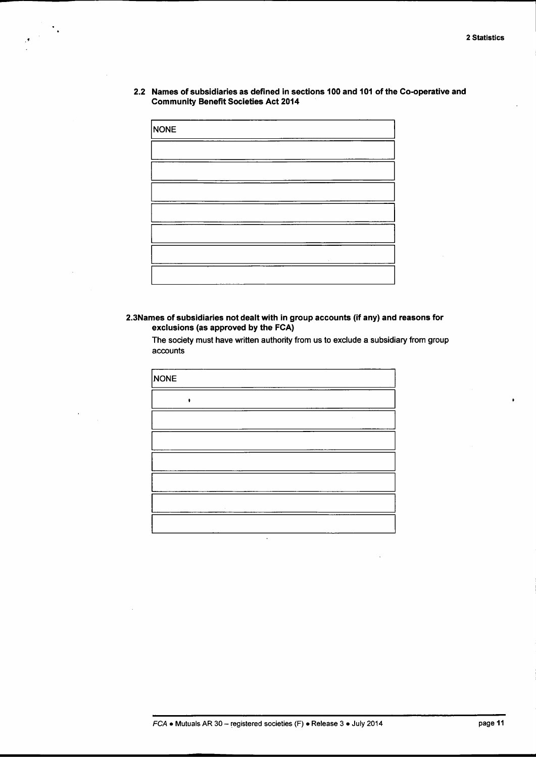**2.2 Names of subsidiaries as defined in sections 100 and 101 of the Co-operative and Community Benefit Societies Act 2014**

| NONE |
|---|
| |
| |
| |
| |
| |
| |
| |

**2.3 Names of subsidiaries not dealt with in group accounts (if any) and reasons for exclusions (as approved by the FCA)**

The society must have written authority from us to exclude a subsidiary from group accounts

| NONE |
|---|
| |
| |
| |
| |
| |
| |
| |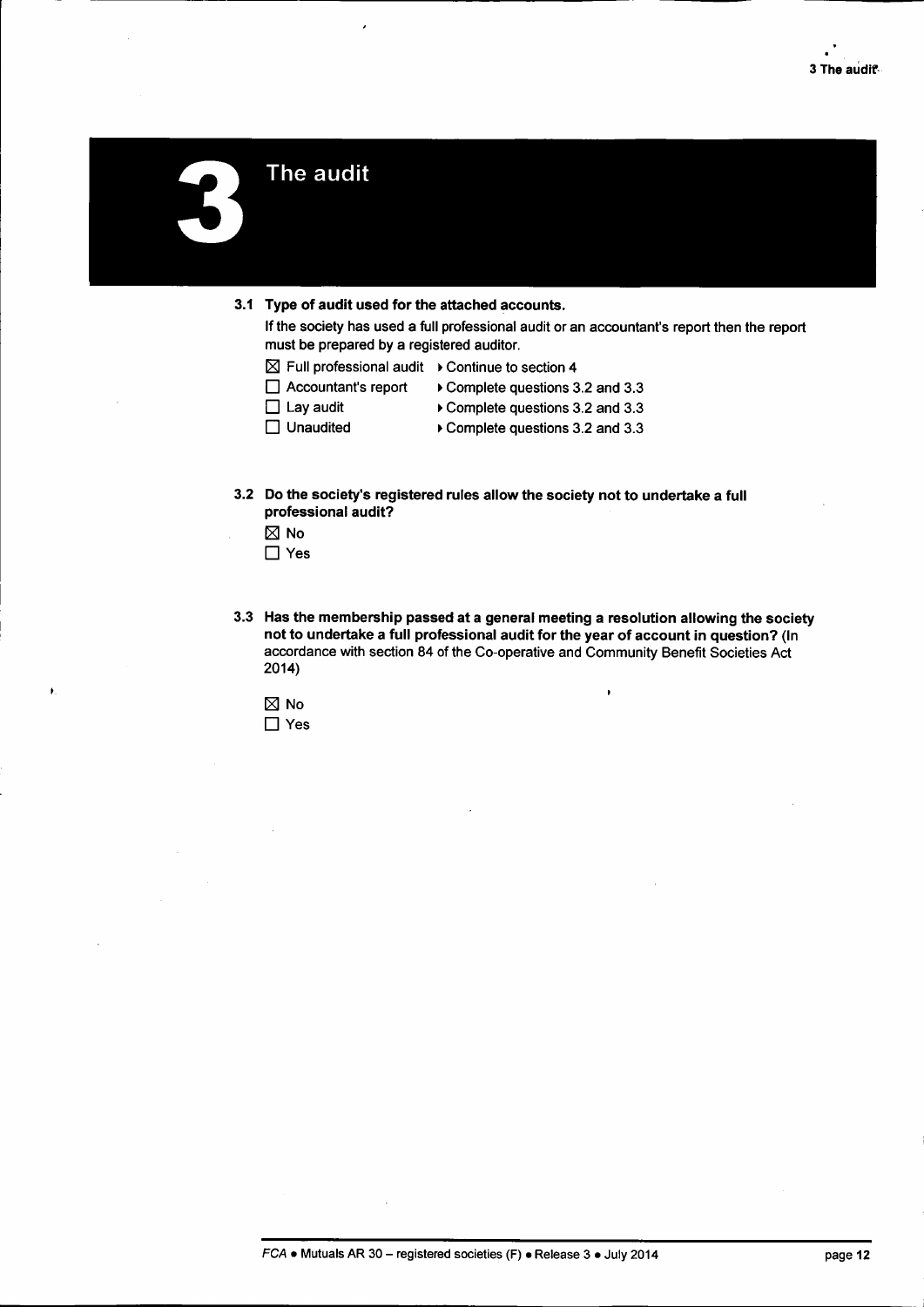# 3 The audit

**3.1 Type of audit used for the attached accounts.**

If the society has used a full professional audit or an accountant's report then the report must be prepared by a registered auditor.

- ☒ Full professional audit ▸ Continue to section 4
- ☐ Accountant's report ▸ Complete questions 3.2 and 3.3
- ☐ Lay audit ▸ Complete questions 3.2 and 3.3
- ☐ Unaudited ▸ Complete questions 3.2 and 3.3

**3.2 Do the society's registered rules allow the society not to undertake a full professional audit?**

- ☒ No
- ☐ Yes

**3.3 Has the membership passed at a general meeting a resolution allowing the society not to undertake a full professional audit for the year of account in question?** (In accordance with section 84 of the Co-operative and Community Benefit Societies Act 2014)

- ☒ No
- ☐ Yes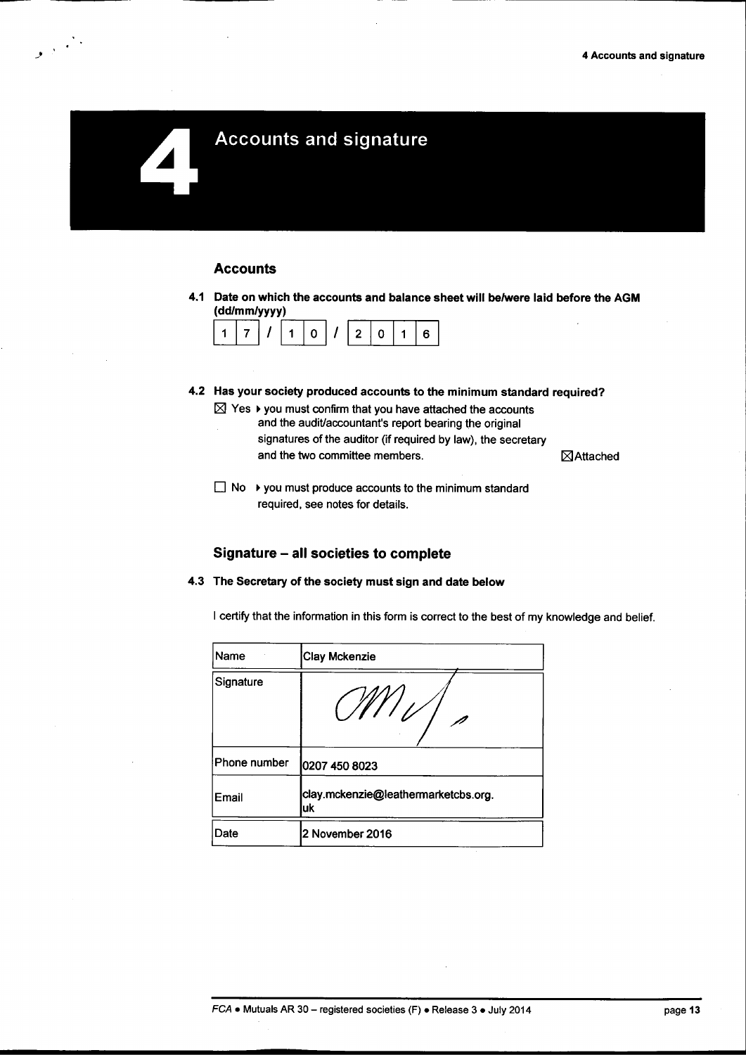# 4 Accounts and signature

## Accounts

**4.1 Date on which the accounts and balance sheet will be/were laid before the AGM (dd/mm/yyyy)**

17 / 10 / 2016

**4.2 Has your society produced accounts to the minimum standard required?**

☒ Yes ▸ you must confirm that you have attached the accounts and the audit/accountant's report bearing the original signatures of the auditor (if required by law), the secretary and the two committee members. ☒ Attached

☐ No ▸ you must produce accounts to the minimum standard required, see notes for details.

## Signature – all societies to complete

**4.3 The Secretary of the society must sign and date below**

I certify that the information in this form is correct to the best of my knowledge and belief.

| | |
|---|---|
| Name | Clay Mckenzie |
| Signature | [signature] |
| Phone number | 0207 450 8023 |
| Email | clay.mckenzie@leathermarketcbs.org.uk |
| Date | 2 November 2016 |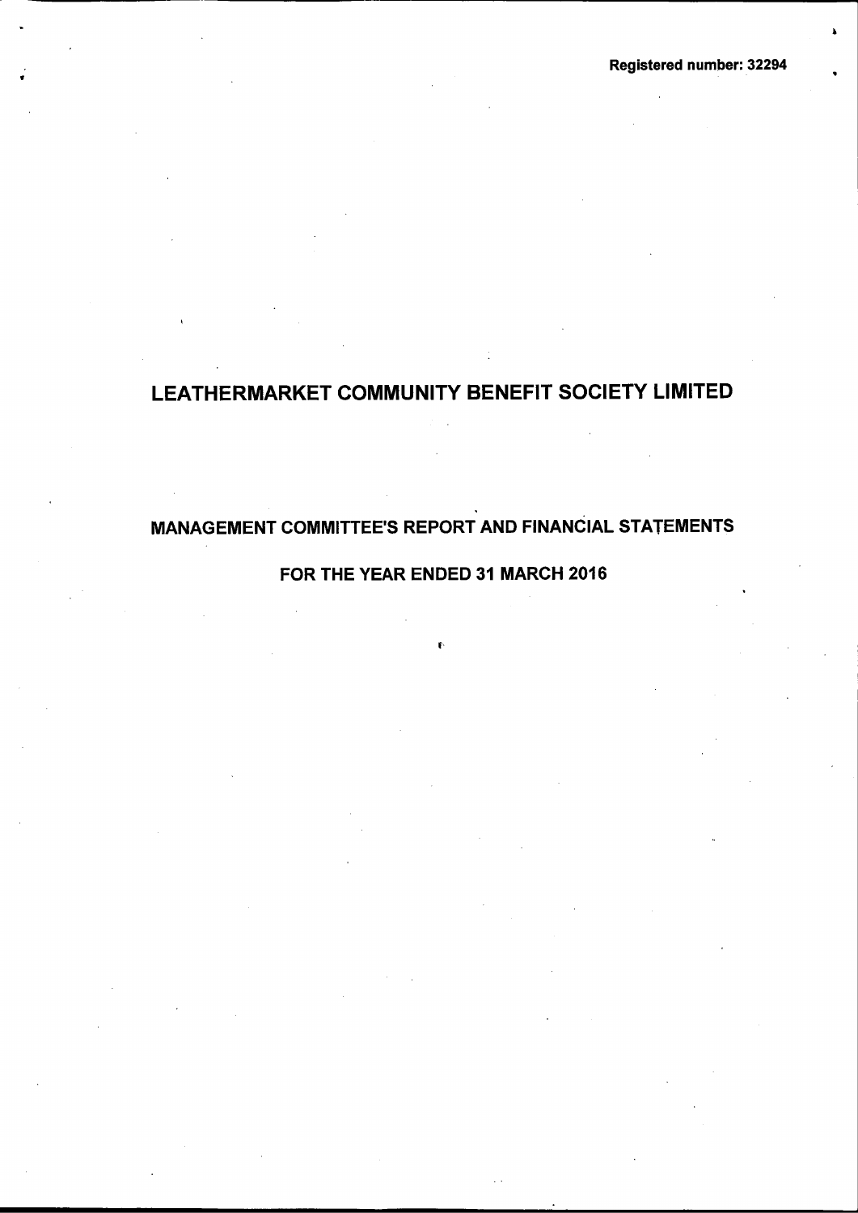Registered number: 32294

# LEATHERMARKET COMMUNITY BENEFIT SOCIETY LIMITED

## MANAGEMENT COMMITTEE'S REPORT AND FINANCIAL STATEMENTS

### FOR THE YEAR ENDED 31 MARCH 2016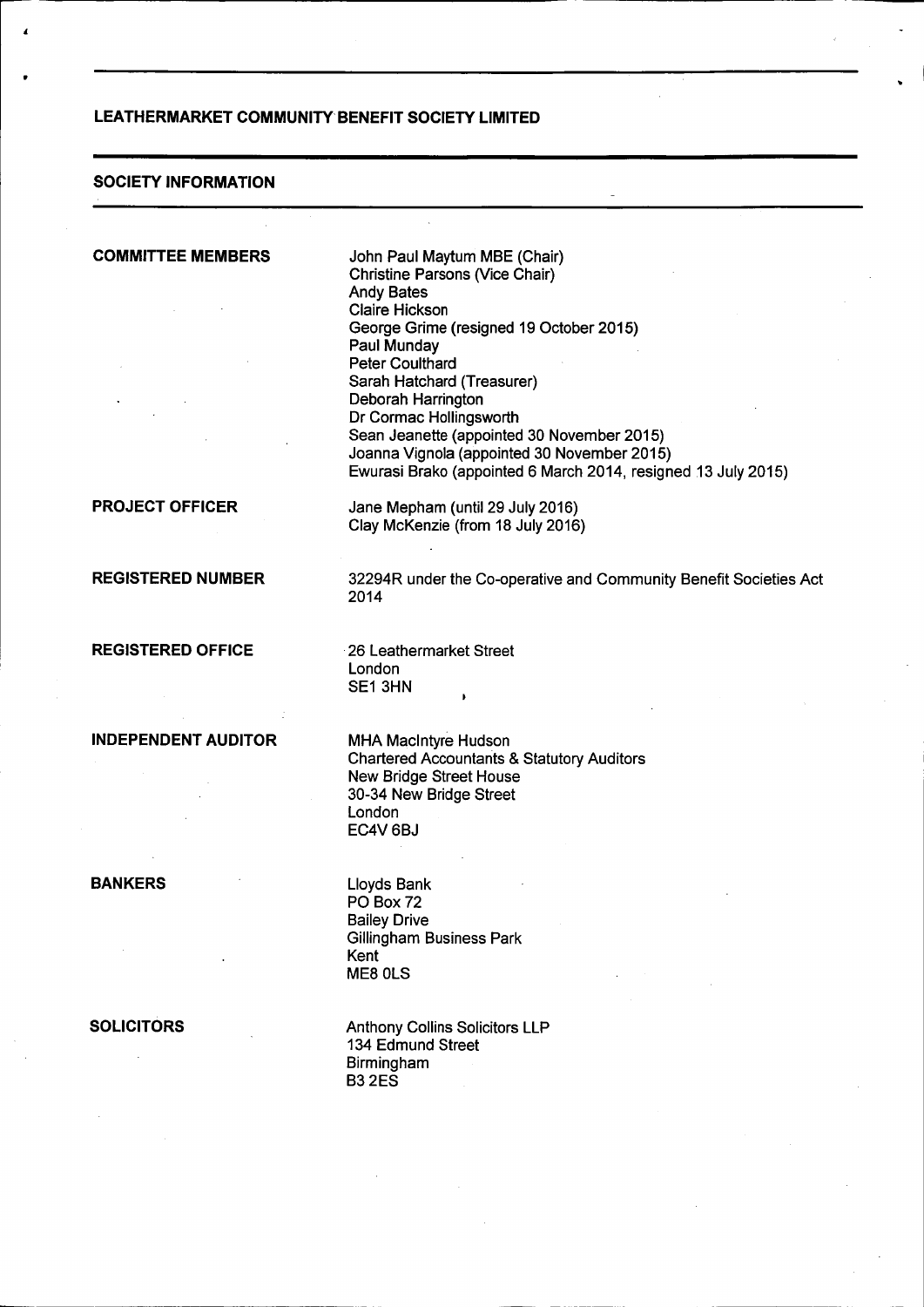# LEATHERMARKET COMMUNITY BENEFIT SOCIETY LIMITED

## SOCIETY INFORMATION

| | |
|---|---|
| **COMMITTEE MEMBERS** | John Paul Maytum MBE (Chair)<br>Christine Parsons (Vice Chair)<br>Andy Bates<br>Claire Hickson<br>George Grime (resigned 19 October 2015)<br>Paul Munday<br>Peter Coulthard<br>Sarah Hatchard (Treasurer)<br>Deborah Harrington<br>Dr Cormac Hollingsworth<br>Sean Jeanette (appointed 30 November 2015)<br>Joanna Vignola (appointed 30 November 2015)<br>Ewurasi Brako (appointed 6 March 2014, resigned 13 July 2015) |
| **PROJECT OFFICER** | Jane Mepham (until 29 July 2016)<br>Clay McKenzie (from 18 July 2016) |
| **REGISTERED NUMBER** | 32294R under the Co-operative and Community Benefit Societies Act 2014 |
| **REGISTERED OFFICE** | 26 Leathermarket Street<br>London<br>SE1 3HN |
| **INDEPENDENT AUDITOR** | MHA MacIntyre Hudson<br>Chartered Accountants & Statutory Auditors<br>New Bridge Street House<br>30-34 New Bridge Street<br>London<br>EC4V 6BJ |
| **BANKERS** | Lloyds Bank<br>PO Box 72<br>Bailey Drive<br>Gillingham Business Park<br>Kent<br>ME8 0LS |
| **SOLICITORS** | Anthony Collins Solicitors LLP<br>134 Edmund Street<br>Birmingham<br>B3 2ES |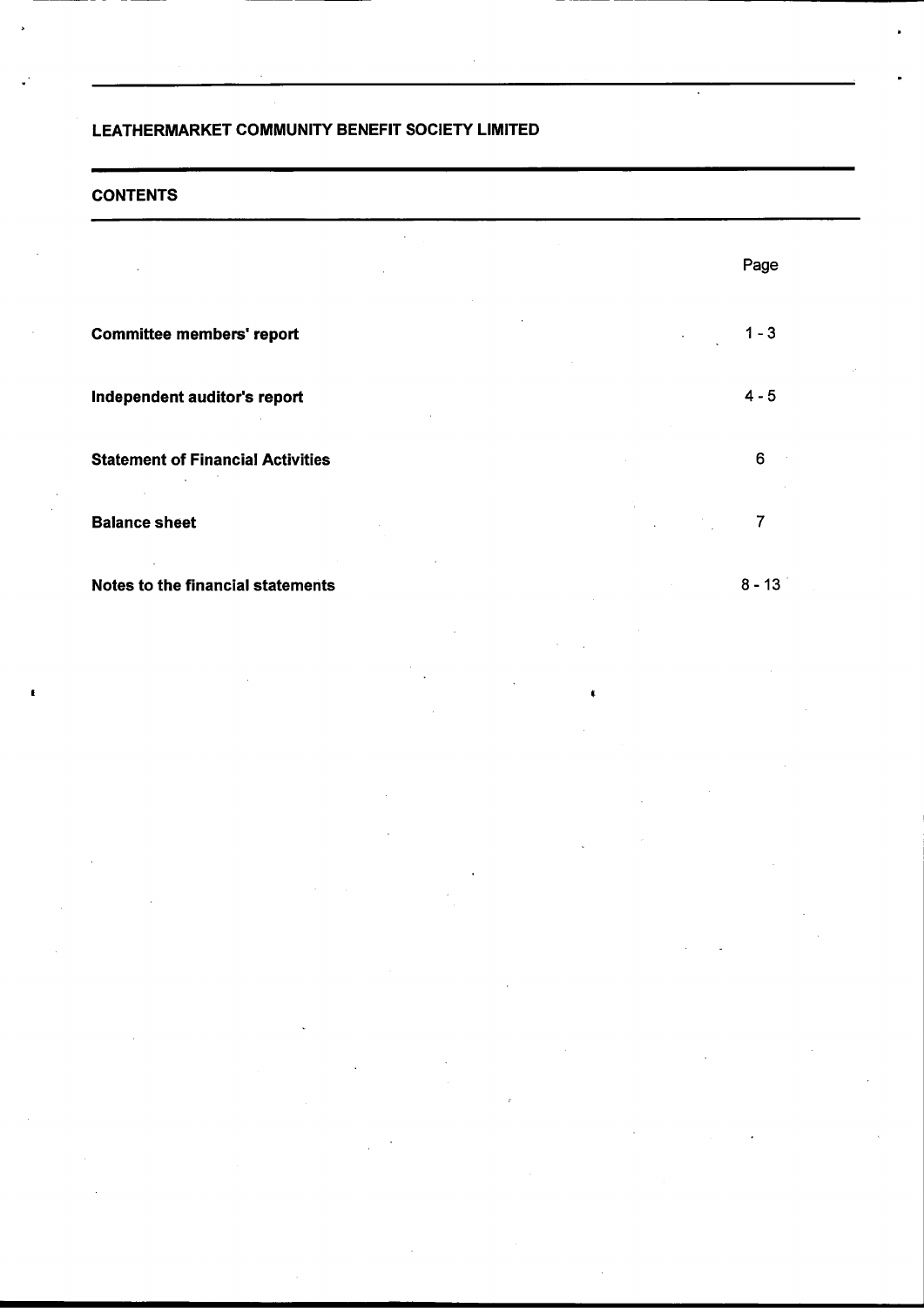# LEATHERMARKET COMMUNITY BENEFIT SOCIETY LIMITED

## CONTENTS

| | Page |
|---|---|
| **Committee members' report** | 1 - 3 |
| **Independent auditor's report** | 4 - 5 |
| **Statement of Financial Activities** | 6 |
| **Balance sheet** | 7 |
| **Notes to the financial statements** | 8 - 13 |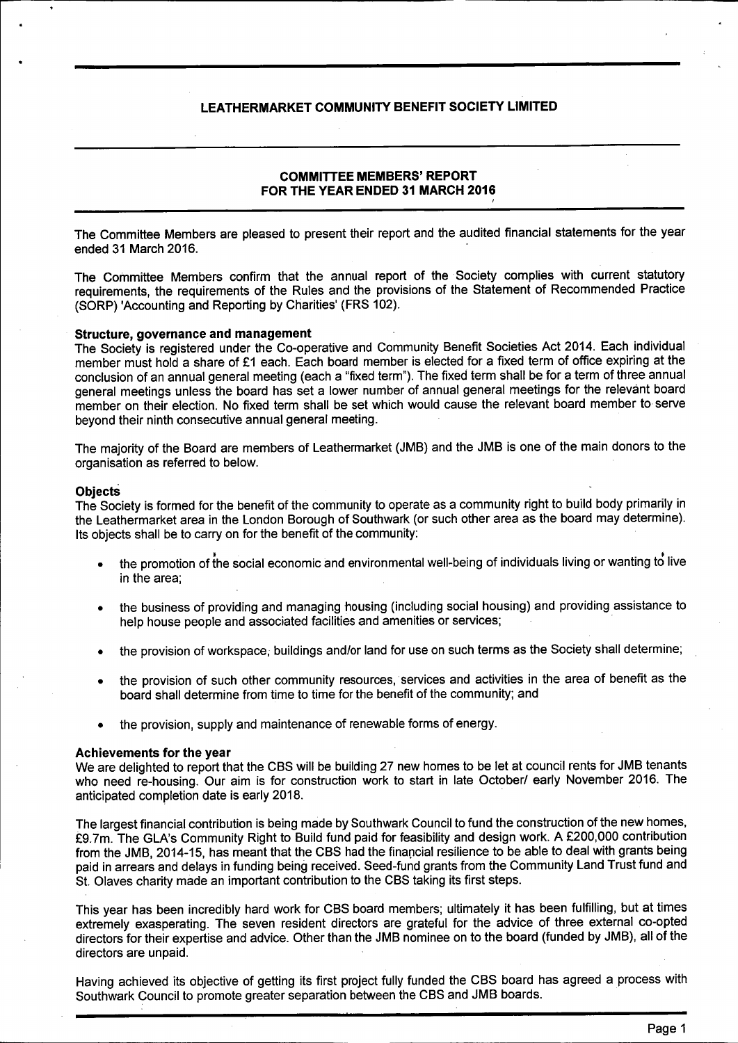# LEATHERMARKET COMMUNITY BENEFIT SOCIETY LIMITED

## COMMITTEE MEMBERS' REPORT FOR THE YEAR ENDED 31 MARCH 2016

The Committee Members are pleased to present their report and the audited financial statements for the year ended 31 March 2016.

The Committee Members confirm that the annual report of the Society complies with current statutory requirements, the requirements of the Rules and the provisions of the Statement of Recommended Practice (SORP) 'Accounting and Reporting by Charities' (FRS 102).

### Structure, governance and management

The Society is registered under the Co-operative and Community Benefit Societies Act 2014. Each individual member must hold a share of £1 each. Each board member is elected for a fixed term of office expiring at the conclusion of an annual general meeting (each a "fixed term"). The fixed term shall be for a term of three annual general meetings unless the board has set a lower number of annual general meetings for the relevant board member on their election. No fixed term shall be set which would cause the relevant board member to serve beyond their ninth consecutive annual general meeting.

The majority of the Board are members of Leathermarket (JMB) and the JMB is one of the main donors to the organisation as referred to below.

### Objects

The Society is formed for the benefit of the community to operate as a community right to build body primarily in the Leathermarket area in the London Borough of Southwark (or such other area as the board may determine). Its objects shall be to carry on for the benefit of the community:

- the promotion of the social economic and environmental well-being of individuals living or wanting to live in the area;
- the business of providing and managing housing (including social housing) and providing assistance to help house people and associated facilities and amenities or services;
- the provision of workspace, buildings and/or land for use on such terms as the Society shall determine;
- the provision of such other community resources, services and activities in the area of benefit as the board shall determine from time to time for the benefit of the community; and
- the provision, supply and maintenance of renewable forms of energy.

### Achievements for the year

We are delighted to report that the CBS will be building 27 new homes to be let at council rents for JMB tenants who need re-housing. Our aim is for construction work to start in late October/ early November 2016. The anticipated completion date is early 2018.

The largest financial contribution is being made by Southwark Council to fund the construction of the new homes, £9.7m. The GLA's Community Right to Build fund paid for feasibility and design work. A £200,000 contribution from the JMB, 2014-15, has meant that the CBS had the financial resilience to be able to deal with grants being paid in arrears and delays in funding being received. Seed-fund grants from the Community Land Trust fund and St. Olaves charity made an important contribution to the CBS taking its first steps.

This year has been incredibly hard work for CBS board members; ultimately it has been fulfilling, but at times extremely exasperating. The seven resident directors are grateful for the advice of three external co-opted directors for their expertise and advice. Other than the JMB nominee on to the board (funded by JMB), all of the directors are unpaid.

Having achieved its objective of getting its first project fully funded the CBS board has agreed a process with Southwark Council to promote greater separation between the CBS and JMB boards.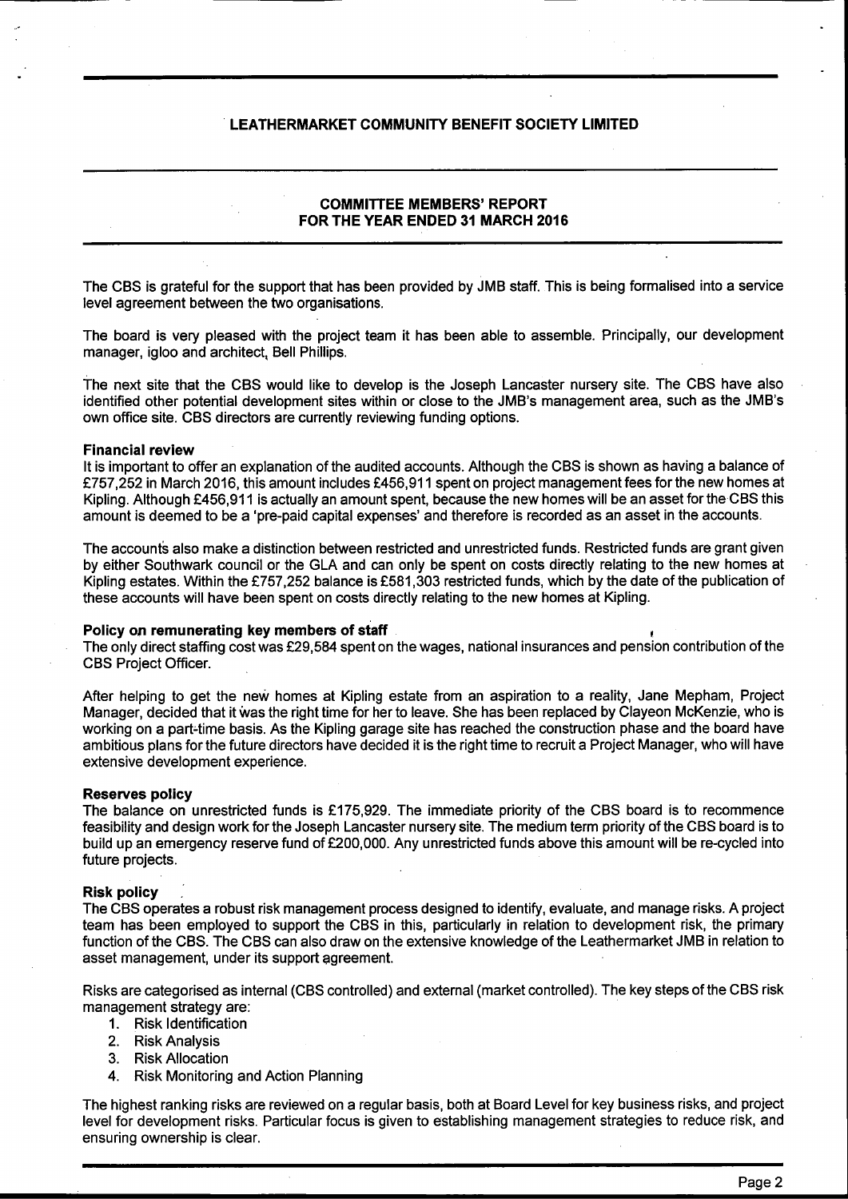# LEATHERMARKET COMMUNITY BENEFIT SOCIETY LIMITED

## COMMITTEE MEMBERS' REPORT FOR THE YEAR ENDED 31 MARCH 2016

The CBS is grateful for the support that has been provided by JMB staff. This is being formalised into a service level agreement between the two organisations.

The board is very pleased with the project team it has been able to assemble. Principally, our development manager, igloo and architect, Bell Phillips.

The next site that the CBS would like to develop is the Joseph Lancaster nursery site. The CBS have also identified other potential development sites within or close to the JMB's management area, such as the JMB's own office site. CBS directors are currently reviewing funding options.

**Financial review**

It is important to offer an explanation of the audited accounts. Although the CBS is shown as having a balance of £757,252 in March 2016, this amount includes £456,911 spent on project management fees for the new homes at Kipling. Although £456,911 is actually an amount spent, because the new homes will be an asset for the CBS this amount is deemed to be a 'pre-paid capital expenses' and therefore is recorded as an asset in the accounts.

The accounts also make a distinction between restricted and unrestricted funds. Restricted funds are grant given by either Southwark council or the GLA and can only be spent on costs directly relating to the new homes at Kipling estates. Within the £757,252 balance is £581,303 restricted funds, which by the date of the publication of these accounts will have been spent on costs directly relating to the new homes at Kipling.

**Policy on remunerating key members of staff**

The only direct staffing cost was £29,584 spent on the wages, national insurances and pension contribution of the CBS Project Officer.

After helping to get the new homes at Kipling estate from an aspiration to a reality, Jane Mepham, Project Manager, decided that it was the right time for her to leave. She has been replaced by Clayeon McKenzie, who is working on a part-time basis. As the Kipling garage site has reached the construction phase and the board have ambitious plans for the future directors have decided it is the right time to recruit a Project Manager, who will have extensive development experience.

**Reserves policy**

The balance on unrestricted funds is £175,929. The immediate priority of the CBS board is to recommence feasibility and design work for the Joseph Lancaster nursery site. The medium term priority of the CBS board is to build up an emergency reserve fund of £200,000. Any unrestricted funds above this amount will be re-cycled into future projects.

**Risk policy**

The CBS operates a robust risk management process designed to identify, evaluate, and manage risks. A project team has been employed to support the CBS in this, particularly in relation to development risk, the primary function of the CBS. The CBS can also draw on the extensive knowledge of the Leathermarket JMB in relation to asset management, under its support agreement.

Risks are categorised as internal (CBS controlled) and external (market controlled). The key steps of the CBS risk management strategy are:

1. Risk Identification
2. Risk Analysis
3. Risk Allocation
4. Risk Monitoring and Action Planning

The highest ranking risks are reviewed on a regular basis, both at Board Level for key business risks, and project level for development risks. Particular focus is given to establishing management strategies to reduce risk, and ensuring ownership is clear.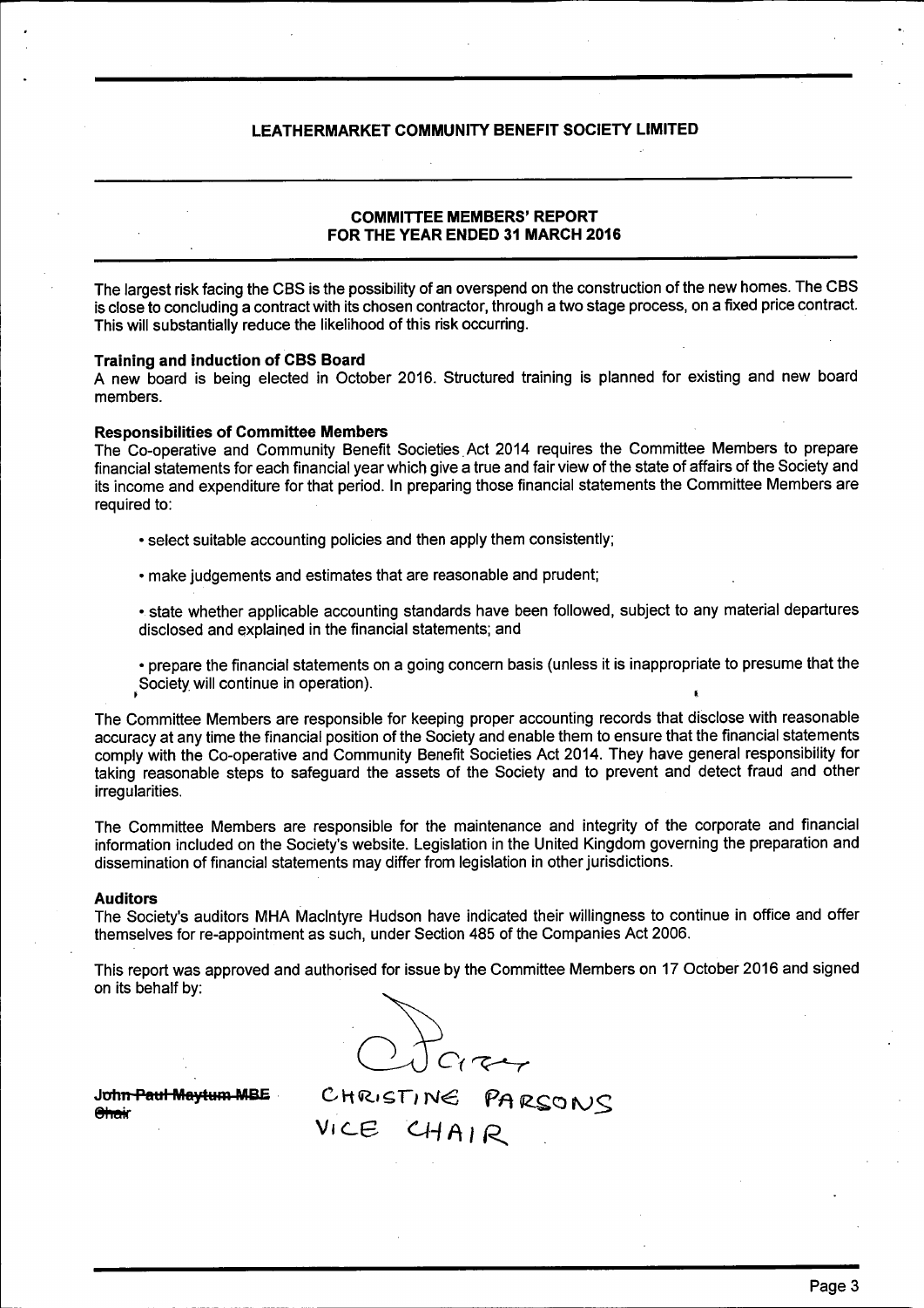LEATHERMARKET COMMUNITY BENEFIT SOCIETY LIMITED

## COMMITTEE MEMBERS' REPORT
## FOR THE YEAR ENDED 31 MARCH 2016

The largest risk facing the CBS is the possibility of an overspend on the construction of the new homes. The CBS is close to concluding a contract with its chosen contractor, through a two stage process, on a fixed price contract. This will substantially reduce the likelihood of this risk occurring.

**Training and induction of CBS Board**
A new board is being elected in October 2016. Structured training is planned for existing and new board members.

**Responsibilities of Committee Members**
The Co-operative and Community Benefit Societies Act 2014 requires the Committee Members to prepare financial statements for each financial year which give a true and fair view of the state of affairs of the Society and its income and expenditure for that period. In preparing those financial statements the Committee Members are required to:

- select suitable accounting policies and then apply them consistently;
- make judgements and estimates that are reasonable and prudent;
- state whether applicable accounting standards have been followed, subject to any material departures disclosed and explained in the financial statements; and
- prepare the financial statements on a going concern basis (unless it is inappropriate to presume that the Society will continue in operation).

The Committee Members are responsible for keeping proper accounting records that disclose with reasonable accuracy at any time the financial position of the Society and enable them to ensure that the financial statements comply with the Co-operative and Community Benefit Societies Act 2014. They have general responsibility for taking reasonable steps to safeguard the assets of the Society and to prevent and detect fraud and other irregularities.

The Committee Members are responsible for the maintenance and integrity of the corporate and financial information included on the Society's website. Legislation in the United Kingdom governing the preparation and dissemination of financial statements may differ from legislation in other jurisdictions.

**Auditors**
The Society's auditors MHA MacIntyre Hudson have indicated their willingness to continue in office and offer themselves for re-appointment as such, under Section 485 of the Companies Act 2006.

This report was approved and authorised for issue by the Committee Members on 17 October 2016 and signed on its behalf by:

~~**John Paul Maytum MBE**~~
~~Chair~~

CHRISTINE PARSONS
VICE CHAIR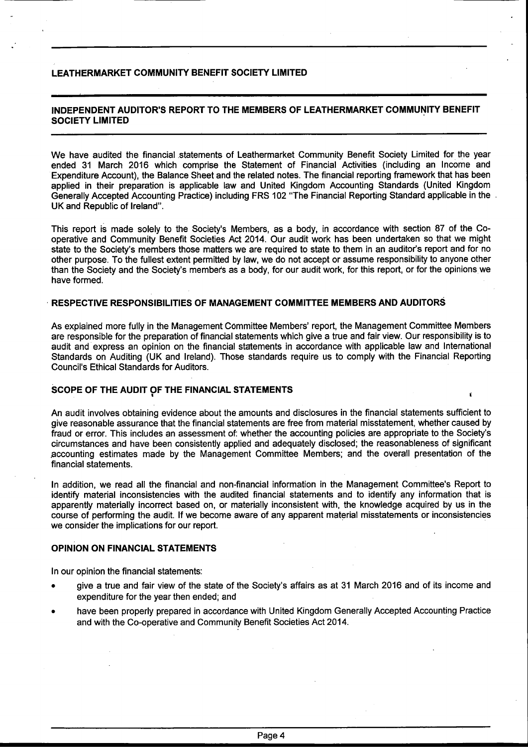# LEATHERMARKET COMMUNITY BENEFIT SOCIETY LIMITED

## INDEPENDENT AUDITOR'S REPORT TO THE MEMBERS OF LEATHERMARKET COMMUNITY BENEFIT SOCIETY LIMITED

We have audited the financial statements of Leathermarket Community Benefit Society Limited for the year ended 31 March 2016 which comprise the Statement of Financial Activities (including an Income and Expenditure Account), the Balance Sheet and the related notes. The financial reporting framework that has been applied in their preparation is applicable law and United Kingdom Accounting Standards (United Kingdom Generally Accepted Accounting Practice) including FRS 102 "The Financial Reporting Standard applicable in the UK and Republic of Ireland".

This report is made solely to the Society's Members, as a body, in accordance with section 87 of the Co-operative and Community Benefit Societies Act 2014. Our audit work has been undertaken so that we might state to the Society's members those matters we are required to state to them in an auditor's report and for no other purpose. To the fullest extent permitted by law, we do not accept or assume responsibility to anyone other than the Society and the Society's members as a body, for our audit work, for this report, or for the opinions we have formed.

### RESPECTIVE RESPONSIBILITIES OF MANAGEMENT COMMITTEE MEMBERS AND AUDITORS

As explained more fully in the Management Committee Members' report, the Management Committee Members are responsible for the preparation of financial statements which give a true and fair view. Our responsibility is to audit and express an opinion on the financial statements in accordance with applicable law and International Standards on Auditing (UK and Ireland). Those standards require us to comply with the Financial Reporting Council's Ethical Standards for Auditors.

### SCOPE OF THE AUDIT OF THE FINANCIAL STATEMENTS

An audit involves obtaining evidence about the amounts and disclosures in the financial statements sufficient to give reasonable assurance that the financial statements are free from material misstatement, whether caused by fraud or error. This includes an assessment of: whether the accounting policies are appropriate to the Society's circumstances and have been consistently applied and adequately disclosed; the reasonableness of significant accounting estimates made by the Management Committee Members; and the overall presentation of the financial statements.

In addition, we read all the financial and non-financial information in the Management Committee's Report to identify material inconsistencies with the audited financial statements and to identify any information that is apparently materially incorrect based on, or materially inconsistent with, the knowledge acquired by us in the course of performing the audit. If we become aware of any apparent material misstatements or inconsistencies we consider the implications for our report.

### OPINION ON FINANCIAL STATEMENTS

In our opinion the financial statements:

- give a true and fair view of the state of the Society's affairs as at 31 March 2016 and of its income and expenditure for the year then ended; and
- have been properly prepared in accordance with United Kingdom Generally Accepted Accounting Practice and with the Co-operative and Community Benefit Societies Act 2014.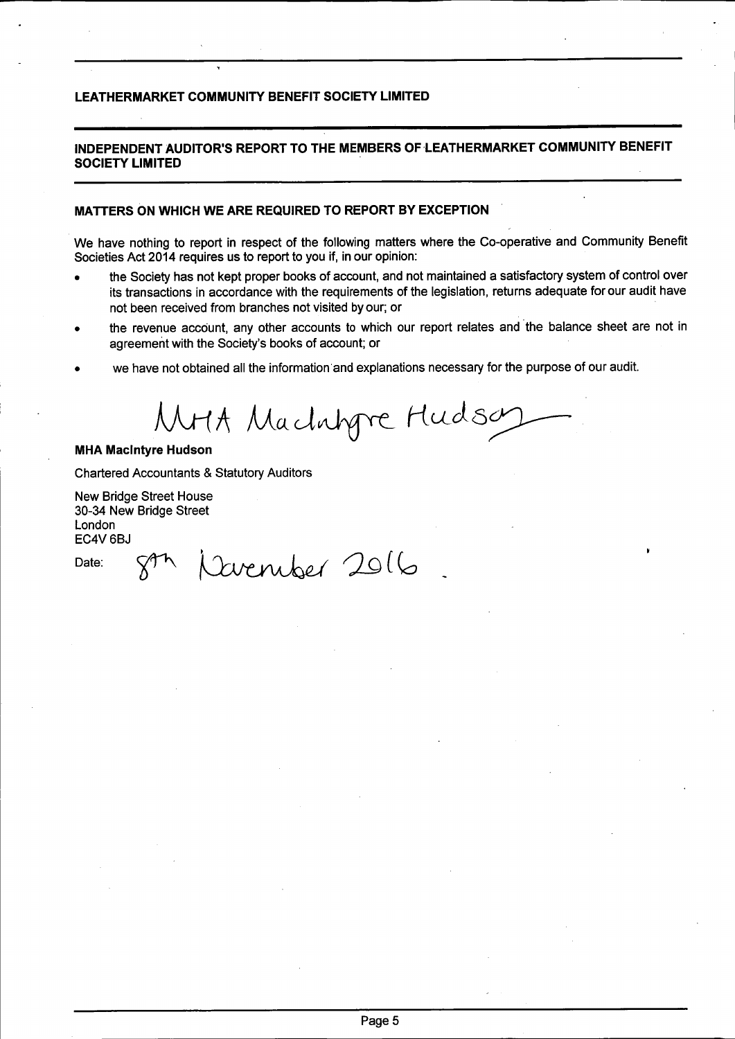## LEATHERMARKET COMMUNITY BENEFIT SOCIETY LIMITED

## INDEPENDENT AUDITOR'S REPORT TO THE MEMBERS OF LEATHERMARKET COMMUNITY BENEFIT SOCIETY LIMITED

### MATTERS ON WHICH WE ARE REQUIRED TO REPORT BY EXCEPTION

We have nothing to report in respect of the following matters where the Co-operative and Community Benefit Societies Act 2014 requires us to report to you if, in our opinion:

- the Society has not kept proper books of account, and not maintained a satisfactory system of control over its transactions in accordance with the requirements of the legislation, returns adequate for our audit have not been received from branches not visited by our; or
- the revenue account, any other accounts to which our report relates and the balance sheet are not in agreement with the Society's books of account; or
- we have not obtained all the information and explanations necessary for the purpose of our audit.

MHA MacIntyre Hudson

**MHA MacIntyre Hudson**

Chartered Accountants & Statutory Auditors

New Bridge Street House
30-34 New Bridge Street
London
EC4V 6BJ

Date: 8th November 2016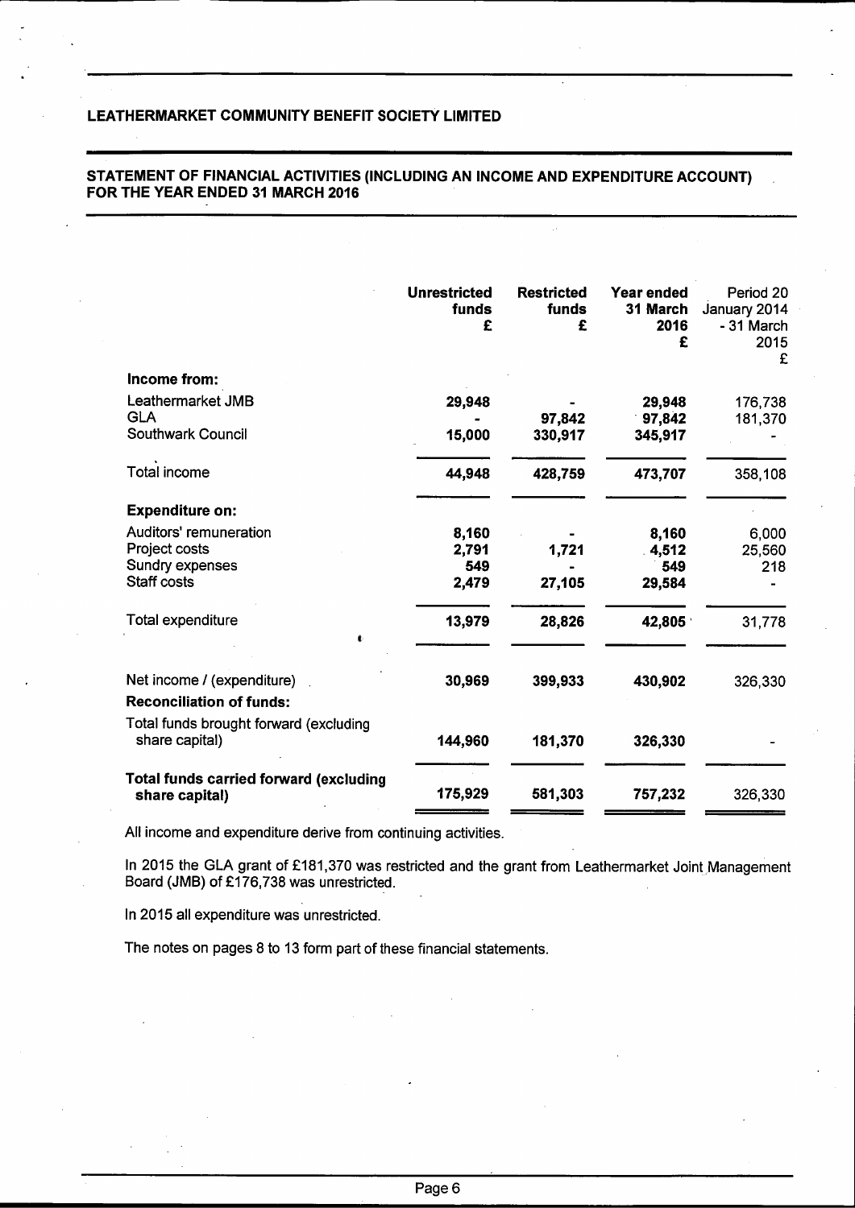**LEATHERMARKET COMMUNITY BENEFIT SOCIETY LIMITED**

**STATEMENT OF FINANCIAL ACTIVITIES (INCLUDING AN INCOME AND EXPENDITURE ACCOUNT) FOR THE YEAR ENDED 31 MARCH 2016**

| | Unrestricted funds £ | Restricted funds £ | Year ended 31 March 2016 £ | Period 20 January 2014 - 31 March 2015 £ |
|---|---|---|---|---|
| **Income from:** | | | | |
| Leathermarket JMB | 29,948 | - | 29,948 | 176,738 |
| GLA | - | 97,842 | 97,842 | 181,370 |
| Southwark Council | 15,000 | 330,917 | 345,917 | - |
| Total income | 44,948 | 428,759 | 473,707 | 358,108 |
| **Expenditure on:** | | | | |
| Auditors' remuneration | 8,160 | - | 8,160 | 6,000 |
| Project costs | 2,791 | 1,721 | 4,512 | 25,560 |
| Sundry expenses | 549 | - | 549 | 218 |
| Staff costs | 2,479 | 27,105 | 29,584 | - |
| Total expenditure | 13,979 | 28,826 | 42,805 | 31,778 |
| Net income / (expenditure) | 30,969 | 399,933 | 430,902 | 326,330 |
| **Reconciliation of funds:** | | | | |
| Total funds brought forward (excluding share capital) | 144,960 | 181,370 | 326,330 | - |
| **Total funds carried forward (excluding share capital)** | 175,929 | 581,303 | 757,232 | 326,330 |

All income and expenditure derive from continuing activities.

In 2015 the GLA grant of £181,370 was restricted and the grant from Leathermarket Joint Management Board (JMB) of £176,738 was unrestricted.

In 2015 all expenditure was unrestricted.

The notes on pages 8 to 13 form part of these financial statements.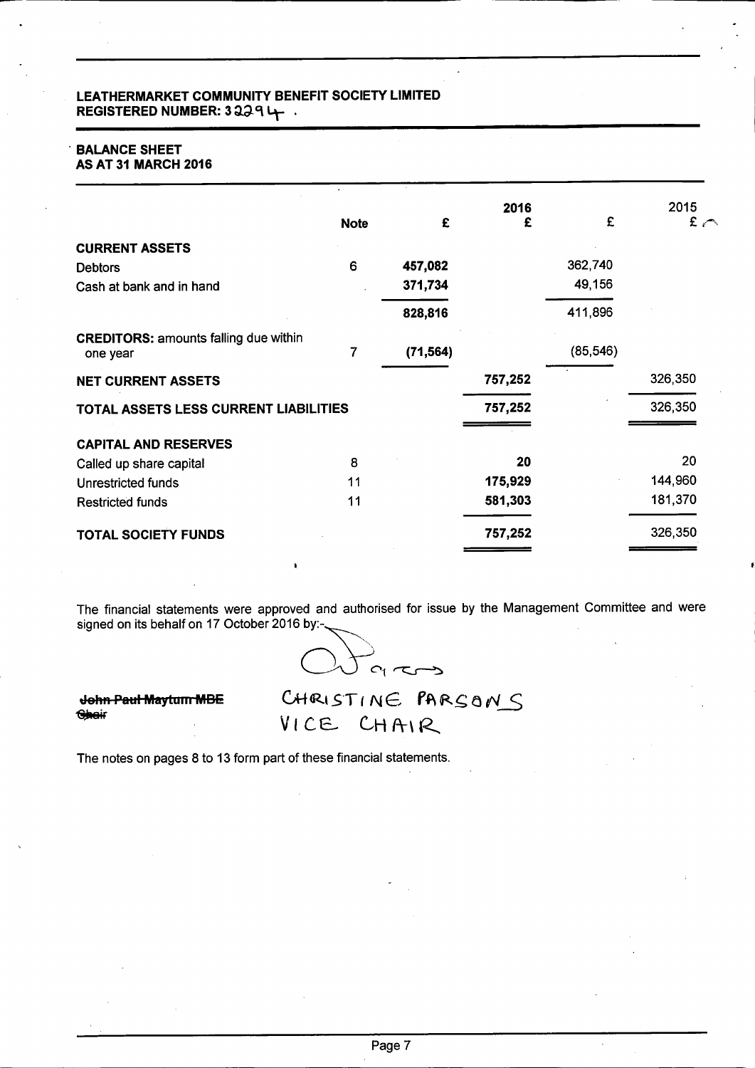**LEATHERMARKET COMMUNITY BENEFIT SOCIETY LIMITED**
**REGISTERED NUMBER: 32294**

## BALANCE SHEET
## AS AT 31 MARCH 2016

| | Note | £ | 2016 £ | £ | 2015 £ |
|---|---|---|---|---|---|
| **CURRENT ASSETS** | | | | | |
| Debtors | 6 | 457,082 | | 362,740 | |
| Cash at bank and in hand | | 371,734 | | 49,156 | |
| | | 828,816 | | 411,896 | |
| **CREDITORS:** amounts falling due within one year | 7 | (71,564) | | (85,546) | |
| **NET CURRENT ASSETS** | | | 757,252 | | 326,350 |
| **TOTAL ASSETS LESS CURRENT LIABILITIES** | | | 757,252 | | 326,350 |
| **CAPITAL AND RESERVES** | | | | | |
| Called up share capital | 8 | | 20 | | 20 |
| Unrestricted funds | 11 | | 175,929 | | 144,960 |
| Restricted funds | 11 | | 581,303 | | 181,370 |
| **TOTAL SOCIETY FUNDS** | | | 757,252 | | 326,350 |

The financial statements were approved and authorised for issue by the Management Committee and were signed on its behalf on 17 October 2016 by:-

~~John Paul Maytum MBE~~
~~Chair~~

CHRISTINE PARSONS
VICE CHAIR

The notes on pages 8 to 13 form part of these financial statements.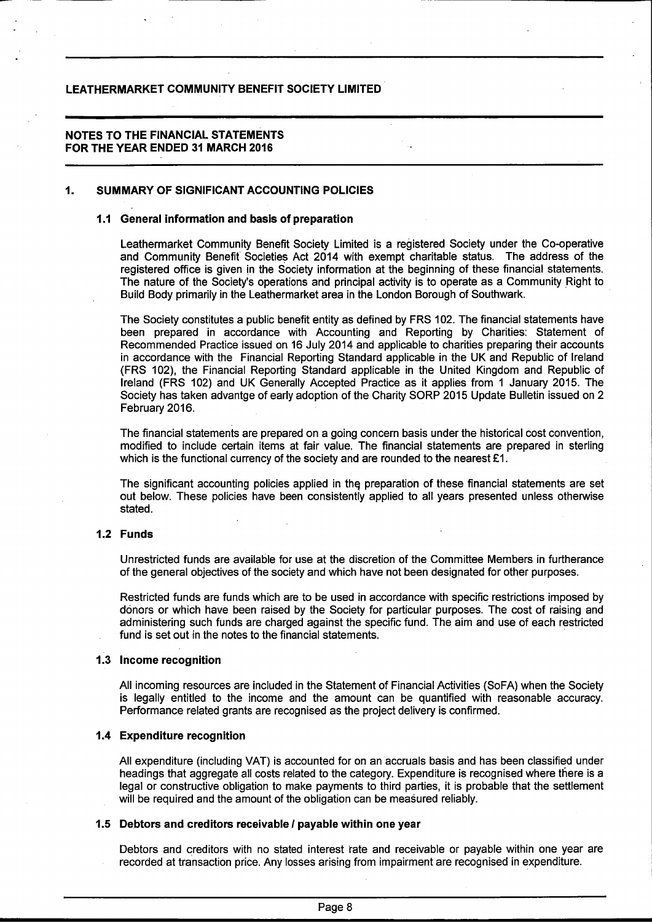# LEATHERMARKET COMMUNITY BENEFIT SOCIETY LIMITED

## NOTES TO THE FINANCIAL STATEMENTS FOR THE YEAR ENDED 31 MARCH 2016

### 1. SUMMARY OF SIGNIFICANT ACCOUNTING POLICIES

#### 1.1 General information and basis of preparation

Leathermarket Community Benefit Society Limited is a registered Society under the Co-operative and Community Benefit Societies Act 2014 with exempt charitable status. The address of the registered office is given in the Society information at the beginning of these financial statements. The nature of the Society's operations and principal activity is to operate as a Community Right to Build Body primarily in the Leathermarket area in the London Borough of Southwark.

The Society constitutes a public benefit entity as defined by FRS 102. The financial statements have been prepared in accordance with Accounting and Reporting by Charities: Statement of Recommended Practice issued on 16 July 2014 and applicable to charities preparing their accounts in accordance with the Financial Reporting Standard applicable in the UK and Republic of Ireland (FRS 102), the Financial Reporting Standard applicable in the United Kingdom and Republic of Ireland (FRS 102) and UK Generally Accepted Practice as it applies from 1 January 2015. The Society has taken advantge of early adoption of the Charity SORP 2015 Update Bulletin issued on 2 February 2016.

The financial statements are prepared on a going concern basis under the historical cost convention, modified to include certain items at fair value. The financial statements are prepared in sterling which is the functional currency of the society and are rounded to the nearest £1.

The significant accounting policies applied in the preparation of these financial statements are set out below. These policies have been consistently applied to all years presented unless otherwise stated.

#### 1.2 Funds

Unrestricted funds are available for use at the discretion of the Committee Members in furtherance of the general objectives of the society and which have not been designated for other purposes.

Restricted funds are funds which are to be used in accordance with specific restrictions imposed by donors or which have been raised by the Society for particular purposes. The cost of raising and administering such funds are charged against the specific fund. The aim and use of each restricted fund is set out in the notes to the financial statements.

#### 1.3 Income recognition

All incoming resources are included in the Statement of Financial Activities (SoFA) when the Society is legally entitled to the income and the amount can be quantified with reasonable accuracy. Performance related grants are recognised as the project delivery is confirmed.

#### 1.4 Expenditure recognition

All expenditure (including VAT) is accounted for on an accruals basis and has been classified under headings that aggregate all costs related to the category. Expenditure is recognised where there is a legal or constructive obligation to make payments to third parties, it is probable that the settlement will be required and the amount of the obligation can be measured reliably.

#### 1.5 Debtors and creditors receivable / payable within one year

Debtors and creditors with no stated interest rate and receivable or payable within one year are recorded at transaction price. Any losses arising from impairment are recognised in expenditure.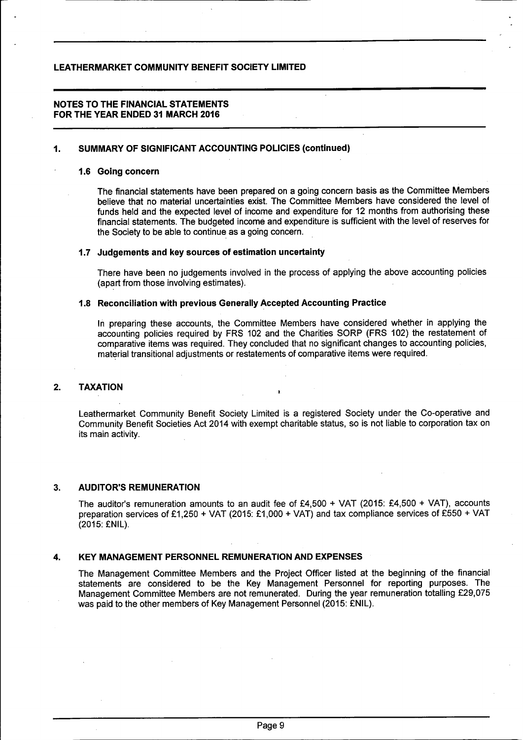# LEATHERMARKET COMMUNITY BENEFIT SOCIETY LIMITED

## NOTES TO THE FINANCIAL STATEMENTS FOR THE YEAR ENDED 31 MARCH 2016

## 1. SUMMARY OF SIGNIFICANT ACCOUNTING POLICIES (continued)

### 1.6 Going concern

The financial statements have been prepared on a going concern basis as the Committee Members believe that no material uncertainties exist. The Committee Members have considered the level of funds held and the expected level of income and expenditure for 12 months from authorising these financial statements. The budgeted income and expenditure is sufficient with the level of reserves for the Society to be able to continue as a going concern.

### 1.7 Judgements and key sources of estimation uncertainty

There have been no judgements involved in the process of applying the above accounting policies (apart from those involving estimates).

### 1.8 Reconciliation with previous Generally Accepted Accounting Practice

In preparing these accounts, the Committee Members have considered whether in applying the accounting policies required by FRS 102 and the Charities SORP (FRS 102) the restatement of comparative items was required. They concluded that no significant changes to accounting policies, material transitional adjustments or restatements of comparative items were required.

## 2. TAXATION

Leathermarket Community Benefit Society Limited is a registered Society under the Co-operative and Community Benefit Societies Act 2014 with exempt charitable status, so is not liable to corporation tax on its main activity.

## 3. AUDITOR'S REMUNERATION

The auditor's remuneration amounts to an audit fee of £4,500 + VAT (2015: £4,500 + VAT), accounts preparation services of £1,250 + VAT (2015: £1,000 + VAT) and tax compliance services of £550 + VAT (2015: £NIL).

## 4. KEY MANAGEMENT PERSONNEL REMUNERATION AND EXPENSES

The Management Committee Members and the Project Officer listed at the beginning of the financial statements are considered to be the Key Management Personnel for reporting purposes. The Management Committee Members are not remunerated. During the year remuneration totalling £29,075 was paid to the other members of Key Management Personnel (2015: £NIL).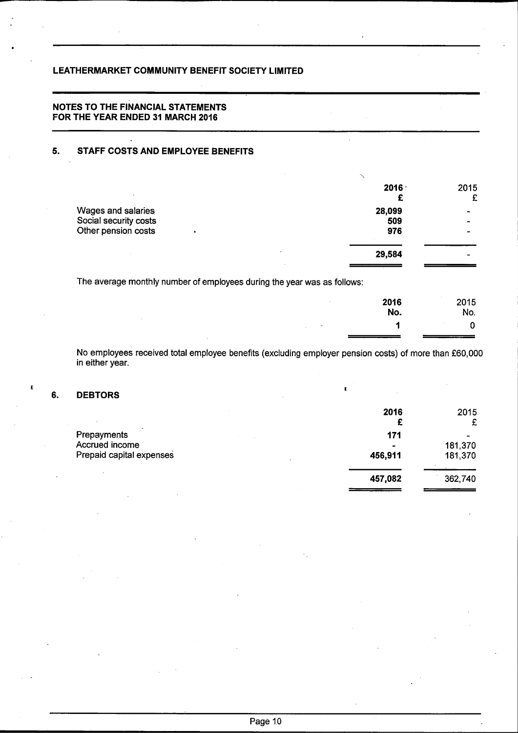LEATHERMARKET COMMUNITY BENEFIT SOCIETY LIMITED

**NOTES TO THE FINANCIAL STATEMENTS FOR THE YEAR ENDED 31 MARCH 2016**

## 5. STAFF COSTS AND EMPLOYEE BENEFITS

| | 2016 £ | 2015 £ |
|---|---|---|
| Wages and salaries | 28,099 | - |
| Social security costs | 509 | - |
| Other pension costs | 976 | - |
| | **29,584** | - |

The average monthly number of employees during the year was as follows:

| | 2016 No. | 2015 No. |
|---|---|---|
| | 1 | 0 |

No employees received total employee benefits (excluding employer pension costs) of more than £60,000 in either year.

## 6. DEBTORS

| | 2016 £ | 2015 £ |
|---|---|---|
| Prepayments | 171 | - |
| Accrued income | - | 181,370 |
| Prepaid capital expenses | 456,911 | 181,370 |
| | **457,082** | 362,740 |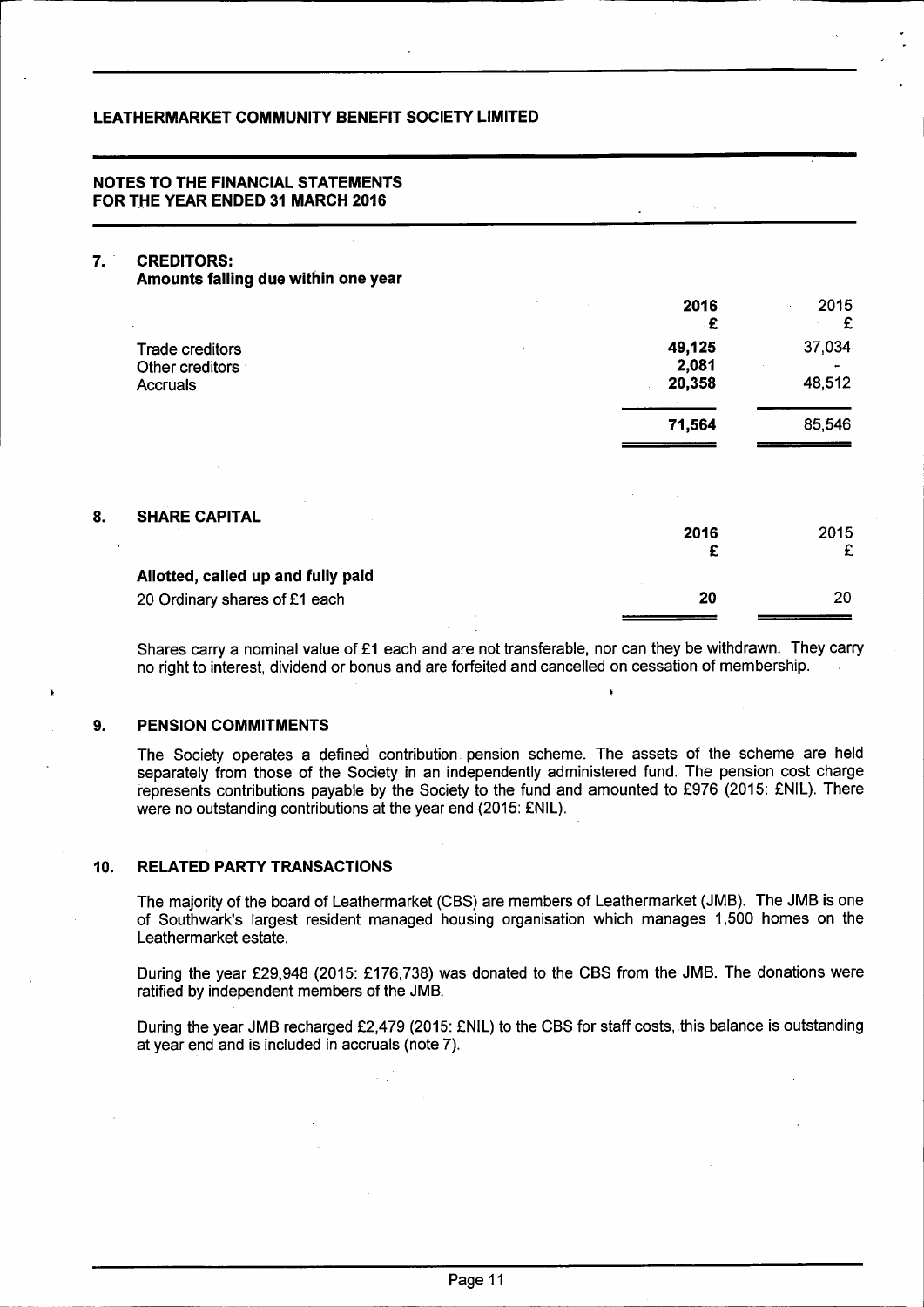**LEATHERMARKET COMMUNITY BENEFIT SOCIETY LIMITED**

**NOTES TO THE FINANCIAL STATEMENTS FOR THE YEAR ENDED 31 MARCH 2016**

## 7. CREDITORS: Amounts falling due within one year

| | 2016 £ | 2015 £ |
|---|---|---|
| Trade creditors | **49,125** | 37,034 |
| Other creditors | **2,081** | - |
| Accruals | **20,358** | 48,512 |
| | **71,564** | 85,546 |

## 8. SHARE CAPITAL

| | 2016 £ | 2015 £ |
|---|---|---|
| **Allotted, called up and fully paid** | | |
| 20 Ordinary shares of £1 each | **20** | 20 |

Shares carry a nominal value of £1 each and are not transferable, nor can they be withdrawn. They carry no right to interest, dividend or bonus and are forfeited and cancelled on cessation of membership.

## 9. PENSION COMMITMENTS

The Society operates a defined contribution pension scheme. The assets of the scheme are held separately from those of the Society in an independently administered fund. The pension cost charge represents contributions payable by the Society to the fund and amounted to £976 (2015: £NIL). There were no outstanding contributions at the year end (2015: £NIL).

## 10. RELATED PARTY TRANSACTIONS

The majority of the board of Leathermarket (CBS) are members of Leathermarket (JMB). The JMB is one of Southwark's largest resident managed housing organisation which manages 1,500 homes on the Leathermarket estate.

During the year £29,948 (2015: £176,738) was donated to the CBS from the JMB. The donations were ratified by independent members of the JMB.

During the year JMB recharged £2,479 (2015: £NIL) to the CBS for staff costs, this balance is outstanding at year end and is included in accruals (note 7).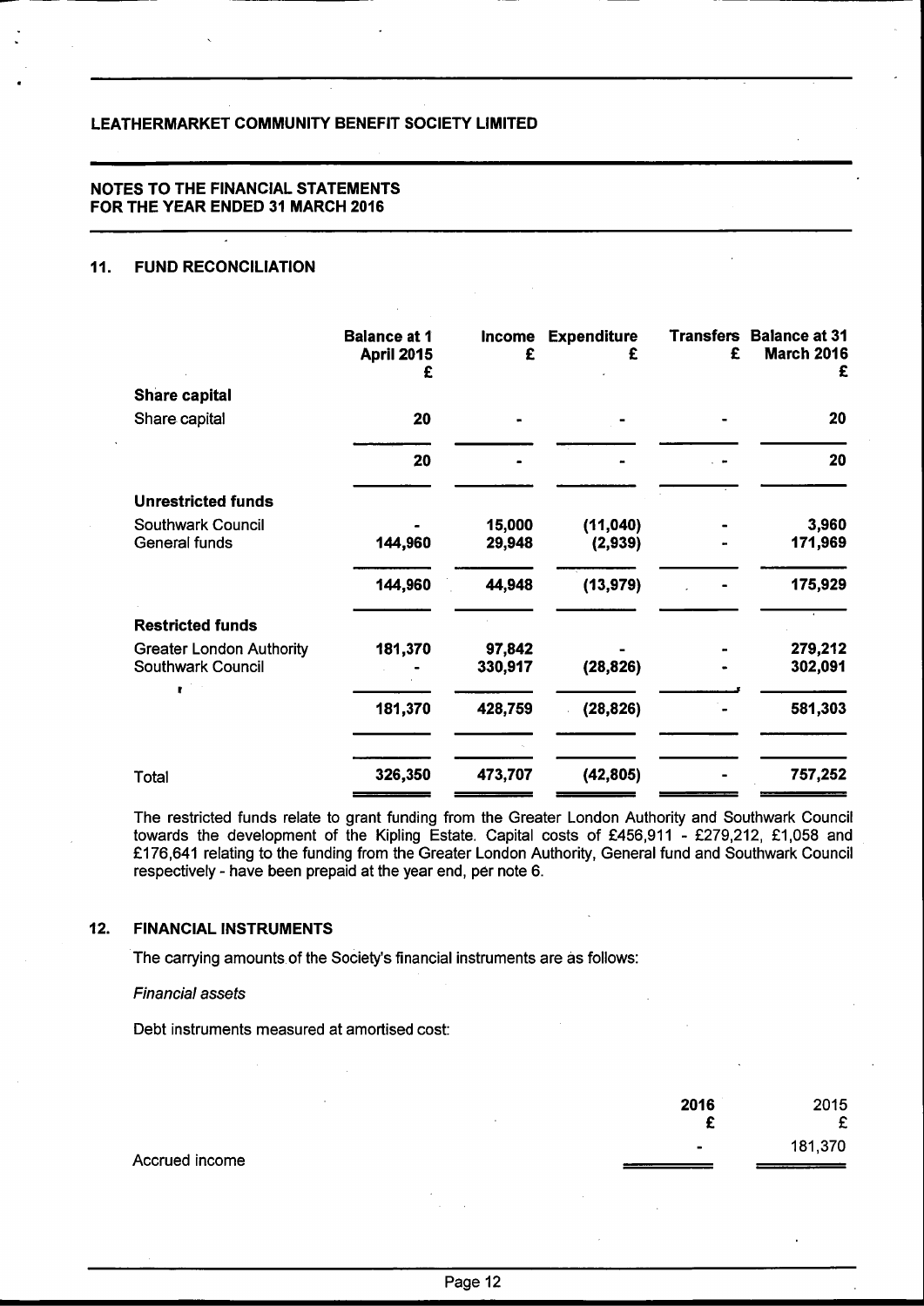## LEATHERMARKET COMMUNITY BENEFIT SOCIETY LIMITED

### NOTES TO THE FINANCIAL STATEMENTS FOR THE YEAR ENDED 31 MARCH 2016

### 11. FUND RECONCILIATION

| | Balance at 1 April 2015 £ | Income £ | Expenditure £ | Transfers £ | Balance at 31 March 2016 £ |
|---|---|---|---|---|---|
| **Share capital** | | | | | |
| Share capital | 20 | - | - | - | 20 |
| | 20 | - | - | - | 20 |
| **Unrestricted funds** | | | | | |
| Southwark Council | - | 15,000 | (11,040) | - | 3,960 |
| General funds | 144,960 | 29,948 | (2,939) | - | 171,969 |
| | 144,960 | 44,948 | (13,979) | - | 175,929 |
| **Restricted funds** | | | | | |
| Greater London Authority | 181,370 | 97,842 | - | - | 279,212 |
| Southwark Council | - | 330,917 | (28,826) | - | 302,091 |
| | 181,370 | 428,759 | (28,826) | - | 581,303 |
| Total | 326,350 | 473,707 | (42,805) | - | 757,252 |

The restricted funds relate to grant funding from the Greater London Authority and Southwark Council towards the development of the Kipling Estate. Capital costs of £456,911 - £279,212, £1,058 and £176,641 relating to the funding from the Greater London Authority, General fund and Southwark Council respectively - have been prepaid at the year end, per note 6.

### 12. FINANCIAL INSTRUMENTS

The carrying amounts of the Society's financial instruments are as follows:

*Financial assets*

Debt instruments measured at amortised cost:

| | 2016 £ | 2015 £ |
|---|---|---|
| Accrued income | - | 181,370 |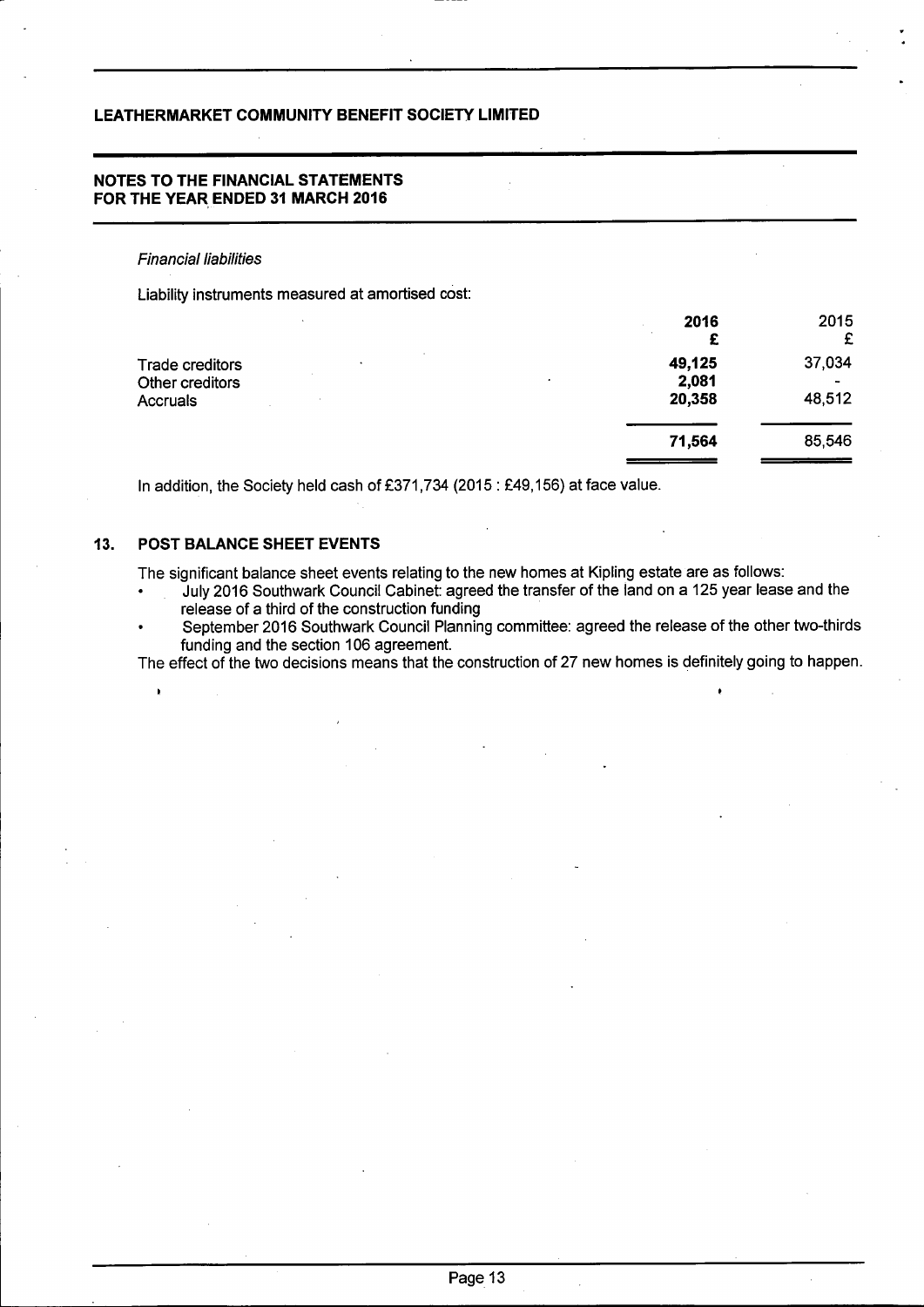*Financial liabilities*

Liability instruments measured at amortised cost:

| | **2016** | 2015 |
|---|---|---|
| | **£** | £ |
| Trade creditors | **49,125** | 37,034 |
| Other creditors | **2,081** | - |
| Accruals | **20,358** | 48,512 |
| | **71,564** | 85,546 |

In addition, the Society held cash of £371,734 (2015 : £49,156) at face value.

## 13. POST BALANCE SHEET EVENTS

The significant balance sheet events relating to the new homes at Kipling estate are as follows:

- July 2016 Southwark Council Cabinet: agreed the transfer of the land on a 125 year lease and the release of a third of the construction funding
- September 2016 Southwark Council Planning committee: agreed the release of the other two-thirds funding and the section 106 agreement.

The effect of the two decisions means that the construction of 27 new homes is definitely going to happen.